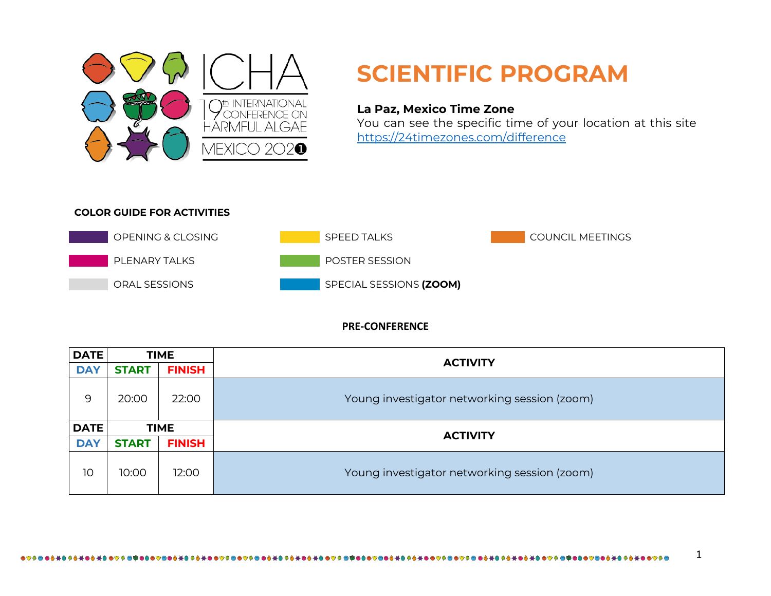ICHA

19th INTERNATIONAL CONFERENCE ON HARMFUL ALGAE

MEXICO 2021

# SCIENTIFIC PROGRAM

**La Paz, Mexico Time Zone**

You can see the specific time of your location at this site https://24timezones.com/difference

**COLOR GUIDE FOR ACTIVITIES**

- OPENING & CLOSING
- PLENARY TALKS
- ORAL SESSIONS
- SPEED TALKS
- POSTER SESSION
- SPECIAL SESSIONS **(ZOOM)**
- COUNCIL MEETINGS

## PRE-CONFERENCE

| DATE | TIME | | ACTIVITY |
|---|---|---|---|
| DAY | START | FINISH | |
| 9 | 20:00 | 22:00 | Young investigator networking session (zoom) |

| DATE | TIME | | ACTIVITY |
|---|---|---|---|
| DAY | START | FINISH | |
| 10 | 10:00 | 12:00 | Young investigator networking session (zoom) |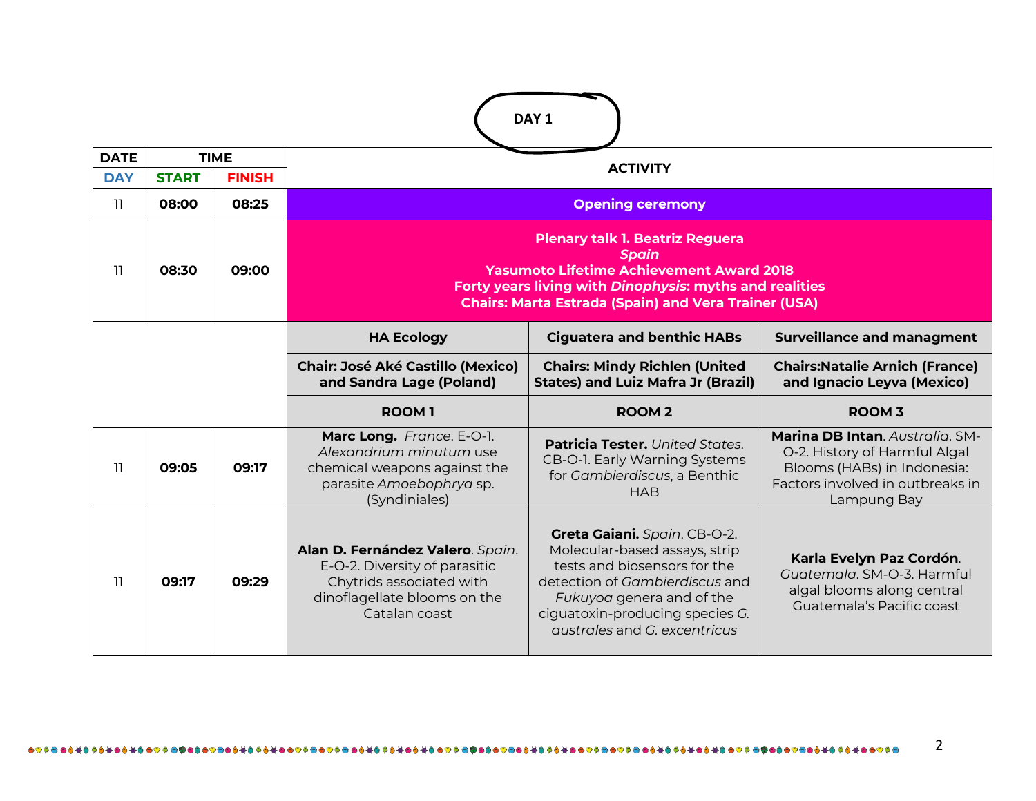# DAY 1

| DATE | TIME | | ACTIVITY | | |
|---|---|---|---|---|---|
| **DAY** | **START** | **FINISH** | | | |
| 11 | **08:00** | **08:25** | **Opening ceremony** | | |
| 11 | **08:30** | **09:00** | **Plenary talk 1. Beatriz Reguera** ***Spain*** **Yasumoto Lifetime Achievement Award 2018** **Forty years living with *Dinophysis*: myths and realities** **Chairs: Marta Estrada (Spain) and Vera Trainer (USA)** | | |
| | | | **HA Ecology** | **Ciguatera and benthic HABs** | **Surveillance and managment** |
| | | | **Chair: José Aké Castillo (Mexico) and Sandra Lage (Poland)** | **Chairs: Mindy Richlen (United States) and Luiz Mafra Jr (Brazil)** | **Chairs:Natalie Arnich (France) and Ignacio Leyva (Mexico)** |
| | | | **ROOM 1** | **ROOM 2** | **ROOM 3** |
| 11 | **09:05** | **09:17** | **Marc Long.** *France*. E-O-1. *Alexandrium minutum* use chemical weapons against the parasite *Amoebophrya* sp. (Syndiniales) | **Patricia Tester.** *United States*. CB-O-1. Early Warning Systems for *Gambierdiscus*, a Benthic HAB | **Marina DB Intan**. *Australia*. SM-O-2. History of Harmful Algal Blooms (HABs) in Indonesia: Factors involved in outbreaks in Lampung Bay |
| 11 | **09:17** | **09:29** | **Alan D. Fernández Valero**. *Spain*. E-O-2. Diversity of parasitic Chytrids associated with dinoflagellate blooms on the Catalan coast | **Greta Gaiani.** *Spain*. CB-O-2. Molecular-based assays, strip tests and biosensors for the detection of *Gambierdiscus* and *Fukuyoa* genera and of the ciguatoxin-producing species *G. australes* and *G. excentricus* | **Karla Evelyn Paz Cordón**. *Guatemala*. SM-O-3. Harmful algal blooms along central Guatemala's Pacific coast |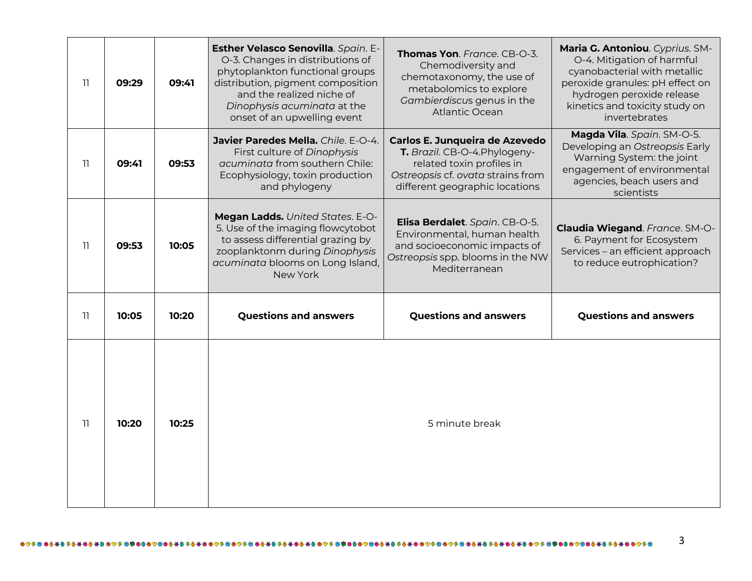| 11 | **09:29** | **09:41** | **Esther Velasco Senovilla**. *Spain*. E-O-3. Changes in distributions of phytoplankton functional groups distribution, pigment composition and the realized niche of *Dinophysis acuminata* at the onset of an upwelling event | **Thomas Yon**. *France*. CB-O-3. Chemodiversity and chemotaxonomy, the use of metabolomics to explore *Gambierdiscus* genus in the Atlantic Ocean | **Maria G. Antoniou**. *Cyprius*. SM-O-4. Mitigation of harmful cyanobacterial with metallic peroxide granules: pH effect on hydrogen peroxide release kinetics and toxicity study on invertebrates |
|---|---|---|---|---|---|
| 11 | **09:41** | **09:53** | **Javier Paredes Mella.** *Chile*. E-O-4. First culture of *Dinophysis acuminata* from southern Chile: Ecophysiology, toxin production and phylogeny | **Carlos E. Junqueira de Azevedo T.** *Brazil*. CB-O-4.Phylogeny-related toxin profiles in *Ostreopsis* cf. *ovata* strains from different geographic locations | **Magda Vila**. *Spain*. SM-O-5. Developing an *Ostreopsis* Early Warning System: the joint engagement of environmental agencies, beach users and scientists |
| 11 | **09:53** | **10:05** | **Megan Ladds.** *United States*. E-O-5. Use of the imaging flowcytobot to assess differential grazing by zooplanktonm during *Dinophysis acuminata* blooms on Long Island, New York | **Elisa Berdalet**. *Spain*. CB-O-5. Environmental, human health and socioeconomic impacts of *Ostreopsis* spp. blooms in the NW Mediterranean | **Claudia Wiegand**. *France*. SM-O-6. Payment for Ecosystem Services – an efficient approach to reduce eutrophication? |
| 11 | **10:05** | **10:20** | **Questions and answers** | **Questions and answers** | **Questions and answers** |
| 11 | **10:20** | **10:25** | 5 minute break | | |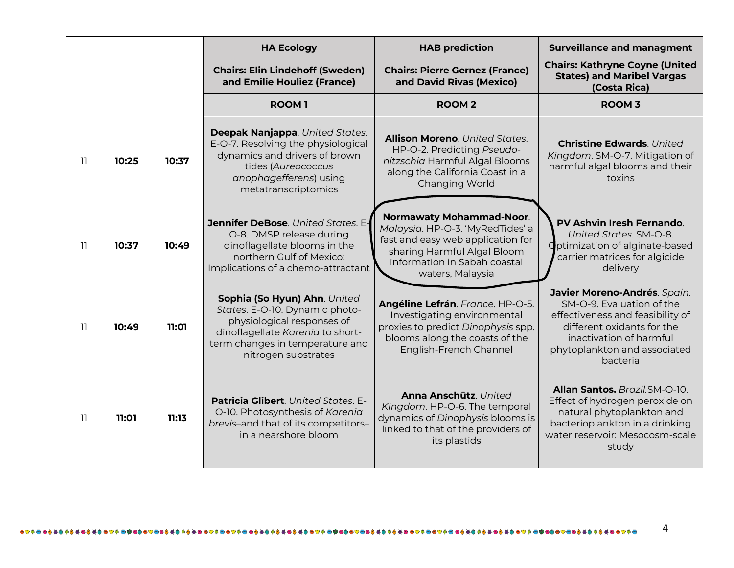| | | | HA Ecology | HAB prediction | Surveillance and managment |
|---|---|---|---|---|---|
| | | | **Chairs: Elin Lindehoff (Sweden) and Emilie Houliez (France)** | **Chairs: Pierre Gernez (France) and David Rivas (Mexico)** | **Chairs: Kathryne Coyne (United States) and Maribel Vargas (Costa Rica)** |
| | | | **ROOM 1** | **ROOM 2** | **ROOM 3** |
| 11 | **10:25** | **10:37** | **Deepak Nanjappa**. *United States*. E-O-7. Resolving the physiological dynamics and drivers of brown tides (*Aureococcus anophagefferens*) using metatranscriptomics | **Allison Moreno**. *United States*. HP-O-2. Predicting *Pseudo-nitzschia* Harmful Algal Blooms along the California Coast in a Changing World | **Christine Edwards**. *United Kingdom*. SM-O-7. Mitigation of harmful algal blooms and their toxins |
| 11 | **10:37** | **10:49** | **Jennifer DeBose**. *United States*. E-O-8. DMSP release during dinoflagellate blooms in the northern Gulf of Mexico: Implications of a chemo-attractant | **Normawaty Mohammad-Noor**. *Malaysia*. HP-O-3. 'MyRedTides' a fast and easy web application for sharing Harmful Algal Bloom information in Sabah coastal waters, Malaysia | **PV Ashvin Iresh Fernando**. *United States*. SM-O-8. Optimization of alginate-based carrier matrices for algicide delivery |
| 11 | **10:49** | **11:01** | **Sophia (So Hyun) Ahn**. *United States*. E-O-10. Dynamic photo-physiological responses of dinoflagellate *Karenia* to short-term changes in temperature and nitrogen substrates | **Angéline Lefrán**. *France*. HP-O-5. Investigating environmental proxies to predict *Dinophysis* spp. blooms along the coasts of the English-French Channel | **Javier Moreno-Andrés**. *Spain*. SM-O-9. Evaluation of the effectiveness and feasibility of different oxidants for the inactivation of harmful phytoplankton and associated bacteria |
| 11 | **11:01** | **11:13** | **Patricia Glibert**. *United States*. E-O-10. Photosynthesis of *Karenia brevis*–and that of its competitors–in a nearshore bloom | **Anna Anschütz**. *United Kingdom*. HP-O-6. The temporal dynamics of *Dinophysis* blooms is linked to that of the providers of its plastids | **Allan Santos.** *Brazil*.SM-O-10. Effect of hydrogen peroxide on natural phytoplankton and bacterioplankton in a drinking water reservoir: Mesocosm-scale study |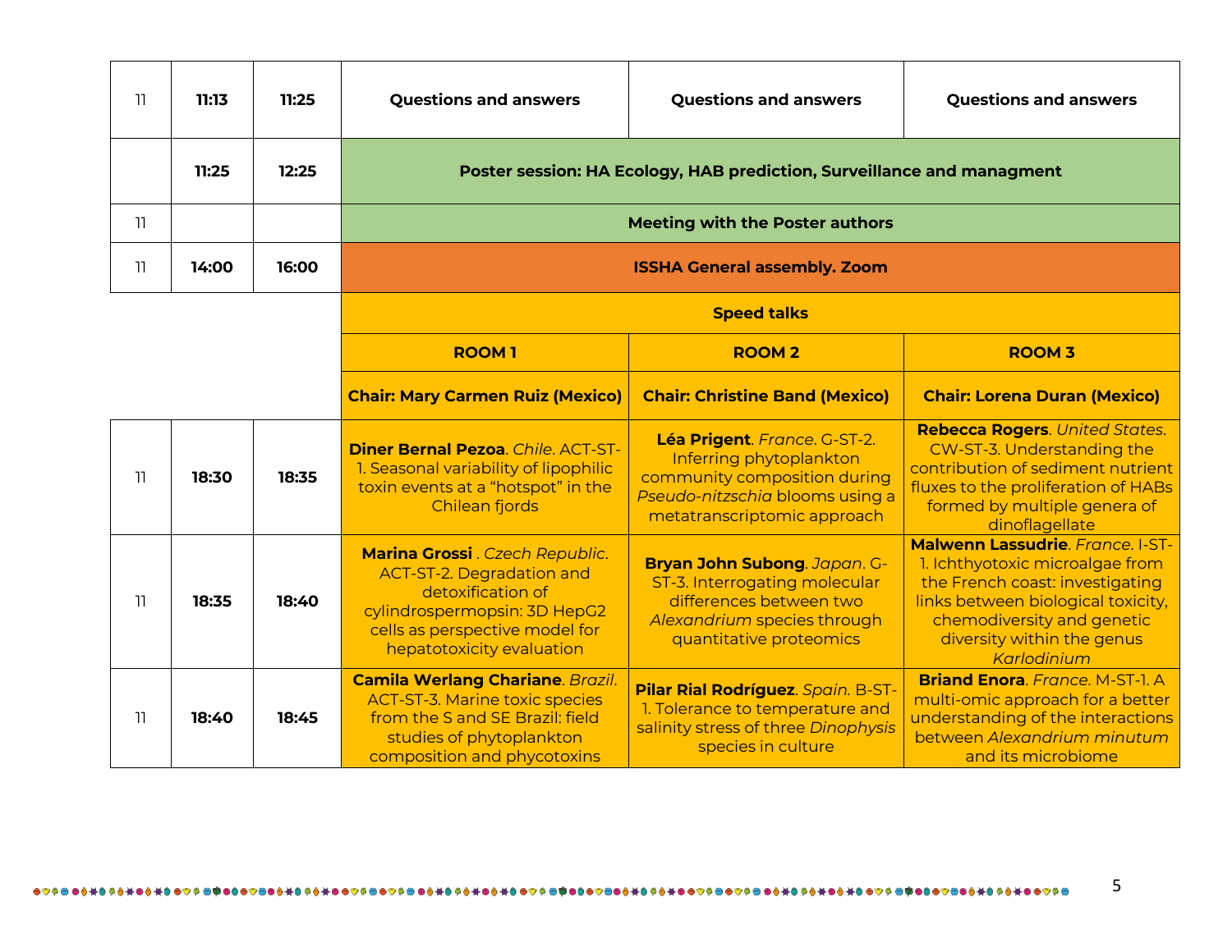| | | | | | |
|---|---|---|---|---|---|
| 11 | **11:13** | **11:25** | **Questions and answers** | **Questions and answers** | **Questions and answers** |
| | **11:25** | **12:25** | **Poster session: HA Ecology, HAB prediction, Surveillance and managment** | | |
| 11 | | | **Meeting with the Poster authors** | | |
| 11 | **14:00** | **16:00** | **ISSHA General assembly. Zoom** | | |
| | | | **Speed talks** | | |
| | | | **ROOM 1** | **ROOM 2** | **ROOM 3** |
| | | | **Chair: Mary Carmen Ruiz (Mexico)** | **Chair: Christine Band (Mexico)** | **Chair: Lorena Duran (Mexico)** |
| 11 | **18:30** | **18:35** | **Diner Bernal Pezoa**. *Chile*. ACT-ST-1. Seasonal variability of lipophilic toxin events at a "hotspot" in the Chilean fjords | **Léa Prigent**. *France*. G-ST-2. Inferring phytoplankton community composition during *Pseudo-nitzschia* blooms using a metatranscriptomic approach | **Rebecca Rogers**. *United States*. CW-ST-3. Understanding the contribution of sediment nutrient fluxes to the proliferation of HABs formed by multiple genera of dinoflagellate |
| 11 | **18:35** | **18:40** | **Marina Grossi** . *Czech Republic*. ACT-ST-2. Degradation and detoxification of cylindrospermopsin: 3D HepG2 cells as perspective model for hepatotoxicity evaluation | **Bryan John Subong**. *Japan*. G-ST-3. Interrogating molecular differences between two *Alexandrium* species through quantitative proteomics | **Malwenn Lassudrie**. *France*. I-ST-1. Ichthyotoxic microalgae from the French coast: investigating links between biological toxicity, chemodiversity and genetic diversity within the genus *Karlodinium* |
| 11 | **18:40** | **18:45** | **Camila Werlang Chariane**. *Brazil*. ACT-ST-3. Marine toxic species from the S and SE Brazil: field studies of phytoplankton composition and phycotoxins | **Pilar Rial Rodríguez**. *Spain*. B-ST-1. Tolerance to temperature and salinity stress of three *Dinophysis* species in culture | **Briand Enora**. *France*. M-ST-1. A multi-omic approach for a better understanding of the interactions between *Alexandrium minutum* and its microbiome |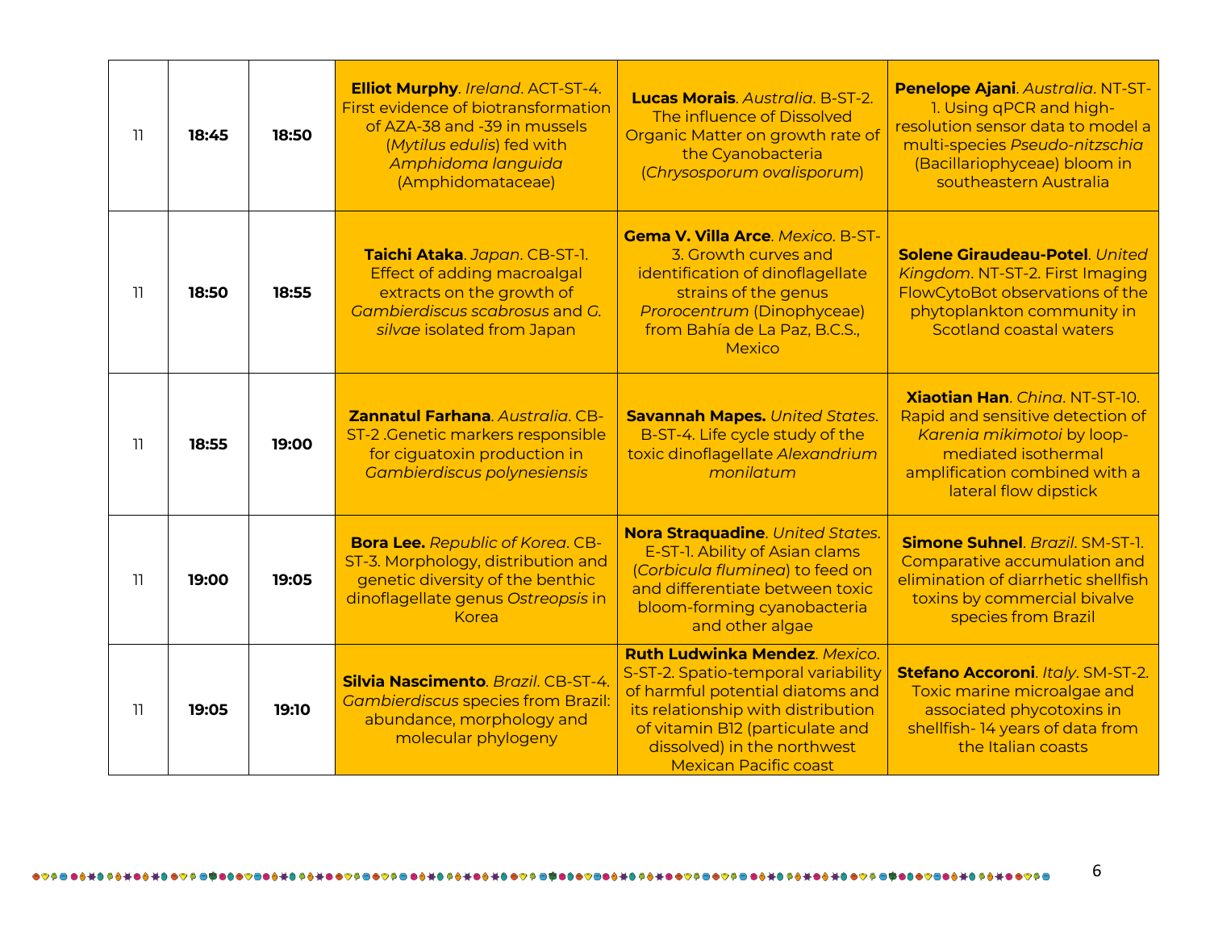| | | | | | |
|---|---|---|---|---|---|
| 11 | **18:45** | **18:50** | **Elliot Murphy**. *Ireland*. ACT-ST-4. First evidence of biotransformation of AZA-38 and -39 in mussels (*Mytilus edulis*) fed with *Amphidoma languida* (Amphidomataceae) | **Lucas Morais**. *Australia*. B-ST-2. The influence of Dissolved Organic Matter on growth rate of the Cyanobacteria (*Chrysosporum ovalisporum*) | **Penelope Ajani**. *Australia*. NT-ST-1. Using qPCR and high-resolution sensor data to model a multi-species *Pseudo-nitzschia* (Bacillariophyceae) bloom in southeastern Australia |
| 11 | **18:50** | **18:55** | **Taichi Ataka**. *Japan*. CB-ST-1. Effect of adding macroalgal extracts on the growth of *Gambierdiscus scabrosus* and *G. silvae* isolated from Japan | **Gema V. Villa Arce**. *Mexico*. B-ST-3. Growth curves and identification of dinoflagellate strains of the genus *Prorocentrum* (Dinophyceae) from Bahía de La Paz, B.C.S., Mexico | **Solene Giraudeau-Potel**. *United Kingdom*. NT-ST-2. First Imaging FlowCytoBot observations of the phytoplankton community in Scotland coastal waters |
| 11 | **18:55** | **19:00** | **Zannatul Farhana**. *Australia*. CB-ST-2 .Genetic markers responsible for ciguatoxin production in *Gambierdiscus polynesiensis* | **Savannah Mapes.** *United States*. B-ST-4. Life cycle study of the toxic dinoflagellate *Alexandrium monilatum* | **Xiaotian Han**. *China*. NT-ST-10. Rapid and sensitive detection of *Karenia mikimotoi* by loop-mediated isothermal amplification combined with a lateral flow dipstick |
| 11 | **19:00** | **19:05** | **Bora Lee.** *Republic of Korea*. CB-ST-3. Morphology, distribution and genetic diversity of the benthic dinoflagellate genus *Ostreopsis* in Korea | **Nora Straquadine**. *United States*. E-ST-1. Ability of Asian clams (*Corbicula fluminea*) to feed on and differentiate between toxic bloom-forming cyanobacteria and other algae | **Simone Suhnel**. *Brazil*. SM-ST-1. Comparative accumulation and elimination of diarrhetic shellfish toxins by commercial bivalve species from Brazil |
| 11 | **19:05** | **19:10** | **Silvia Nascimento**. *Brazil*. CB-ST-4. *Gambierdiscus* species from Brazil: abundance, morphology and molecular phylogeny | **Ruth Ludwinka Mendez**. *Mexico*. S-ST-2. Spatio-temporal variability of harmful potential diatoms and its relationship with distribution of vitamin B12 (particulate and dissolved) in the northwest Mexican Pacific coast | **Stefano Accoroni**. *Italy*. SM-ST-2. Toxic marine microalgae and associated phycotoxins in shellfish- 14 years of data from the Italian coasts |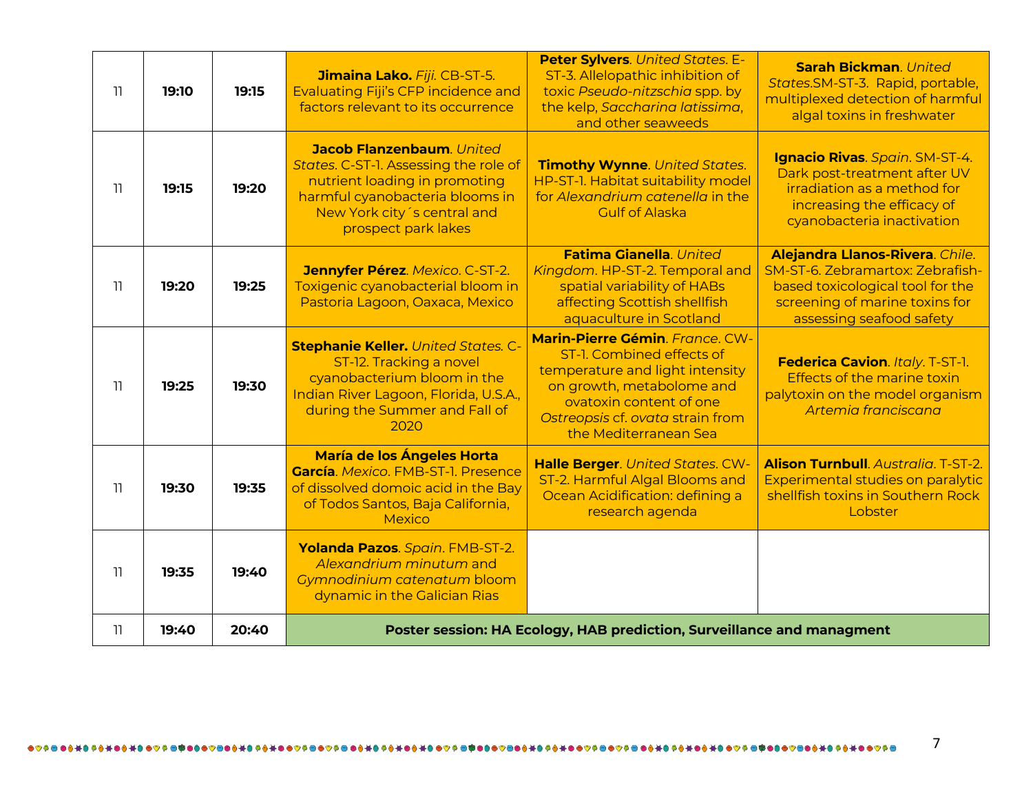| | | | | | |
|---|---|---|---|---|---|
| 11 | **19:10** | **19:15** | **Jimaina Lako.** *Fiji.* CB-ST-5. Evaluating Fiji's CFP incidence and factors relevant to its occurrence | **Peter Sylvers**. *United States*. E-ST-3. Allelopathic inhibition of toxic *Pseudo-nitzschia* spp. by the kelp, *Saccharina latissima*, and other seaweeds | **Sarah Bickman**. *United States*.SM-ST-3. Rapid, portable, multiplexed detection of harmful algal toxins in freshwater |
| 11 | **19:15** | **19:20** | **Jacob Flanzenbaum**. *United States*. C-ST-1. Assessing the role of nutrient loading in promoting harmful cyanobacteria blooms in New York city´s central and prospect park lakes | **Timothy Wynne**. *United States*. HP-ST-1. Habitat suitability model for *Alexandrium catenella* in the Gulf of Alaska | **Ignacio Rivas**. *Spain*. SM-ST-4. Dark post-treatment after UV irradiation as a method for increasing the efficacy of cyanobacteria inactivation |
| 11 | **19:20** | **19:25** | **Jennyfer Pérez**. *Mexico*. C-ST-2. Toxigenic cyanobacterial bloom in Pastoria Lagoon, Oaxaca, Mexico | **Fatima Gianella**. *United Kingdom*. HP-ST-2. Temporal and spatial variability of HABs affecting Scottish shellfish aquaculture in Scotland | **Alejandra Llanos-Rivera**. *Chile*. SM-ST-6. Zebramartox: Zebrafish-based toxicological tool for the screening of marine toxins for assessing seafood safety |
| 11 | **19:25** | **19:30** | **Stephanie Keller.** *United States.* C-ST-12. Tracking a novel cyanobacterium bloom in the Indian River Lagoon, Florida, U.S.A., during the Summer and Fall of 2020 | **Marin-Pierre Gémin**. *France*. CW-ST-1. Combined effects of temperature and light intensity on growth, metabolome and ovatoxin content of one *Ostreopsis* cf. *ovata* strain from the Mediterranean Sea | **Federica Cavion**. *Italy*. T-ST-1. Effects of the marine toxin palytoxin on the model organism *Artemia franciscana* |
| 11 | **19:30** | **19:35** | **María de los Ángeles Horta García**. *Mexico*. FMB-ST-1. Presence of dissolved domoic acid in the Bay of Todos Santos, Baja California, Mexico | **Halle Berger**. *United States*. CW-ST-2. Harmful Algal Blooms and Ocean Acidification: defining a research agenda | **Alison Turnbull**. *Australia*. T-ST-2. Experimental studies on paralytic shellfish toxins in Southern Rock Lobster |
| 11 | **19:35** | **19:40** | **Yolanda Pazos**. *Spain*. FMB-ST-2. *Alexandrium minutum* and *Gymnodinium catenatum* bloom dynamic in the Galician Rias | | |
| 11 | **19:40** | **20:40** | **Poster session: HA Ecology, HAB prediction, Surveillance and managment** | | |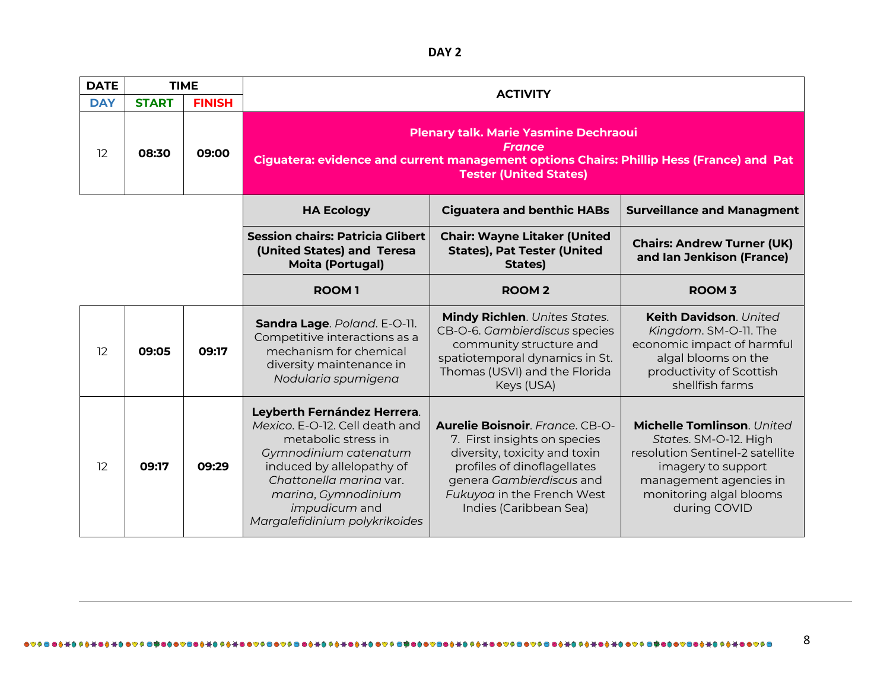**DAY 2**

| DATE | TIME | | ACTIVITY | | |
|---|---|---|---|---|---|
| **DAY** | **START** | **FINISH** | | | |
| 12 | **08:30** | **09:00** | **Plenary talk. Marie Yasmine Dechraoui** ***France*** **Ciguatera: evidence and current management options Chairs: Phillip Hess (France) and Pat Tester (United States)** | | |
| | | | **HA Ecology** | **Ciguatera and benthic HABs** | **Surveillance and Managment** |
| | | | **Session chairs: Patricia Glibert (United States) and Teresa Moita (Portugal)** | **Chair: Wayne Litaker (United States), Pat Tester (United States)** | **Chairs: Andrew Turner (UK) and Ian Jenkison (France)** |
| | | | **ROOM 1** | **ROOM 2** | **ROOM 3** |
| 12 | **09:05** | **09:17** | **Sandra Lage**. *Poland*. E-O-11. Competitive interactions as a mechanism for chemical diversity maintenance in *Nodularia spumigena* | **Mindy Richlen**. *Unites States*. CB-O-6. *Gambierdiscus* species community structure and spatiotemporal dynamics in St. Thomas (USVI) and the Florida Keys (USA) | **Keith Davidson**. *United Kingdom*. SM-O-11. The economic impact of harmful algal blooms on the productivity of Scottish shellfish farms |
| 12 | **09:17** | **09:29** | **Leyberth Fernández Herrera**. *Mexico*. E-O-12. Cell death and metabolic stress in *Gymnodinium catenatum* induced by allelopathy of *Chattonella marina* var. *marina*, *Gymnodinium impudicum* and *Margalefidinium polykrikoides* | **Aurelie Boisnoir**. *France*. CB-O-7. First insights on species diversity, toxicity and toxin profiles of dinoflagellates genera *Gambierdiscus* and *Fukuyoa* in the French West Indies (Caribbean Sea) | **Michelle Tomlinson**. *United States*. SM-O-12. High resolution Sentinel-2 satellite imagery to support management agencies in monitoring algal blooms during COVID |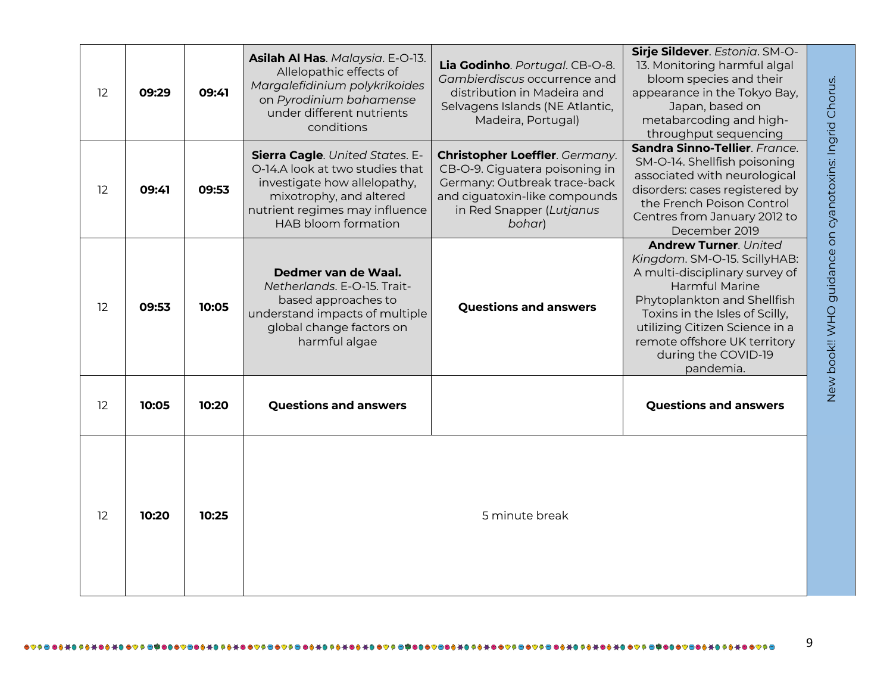| 12 | **09:29** | **09:41** | **Asilah Al Has**. *Malaysia*. E-O-13. Allelopathic effects of *Margalefidinium polykrikoides* on *Pyrodinium bahamense* under different nutrients conditions | **Lia Godinho**. *Portugal*. CB-O-8. *Gambierdiscus* occurrence and distribution in Madeira and Selvagens Islands (NE Atlantic, Madeira, Portugal) | **Sirje Sildever**. *Estonia*. SM-O-13. Monitoring harmful algal bloom species and their appearance in the Tokyo Bay, Japan, based on metabarcoding and high-throughput sequencing | New book!! WHO guidance on cyanotoxins: Ingrid Chorus. |
|---|---|---|---|---|---|---|
| 12 | **09:41** | **09:53** | **Sierra Cagle**. *United States*. E-O-14.A look at two studies that investigate how allelopathy, mixotrophy, and altered nutrient regimes may influence HAB bloom formation | **Christopher Loeffler**. *Germany*. CB-O-9. Ciguatera poisoning in Germany: Outbreak trace-back and ciguatoxin-like compounds in Red Snapper (*Lutjanus bohar*) | **Sandra Sinno-Tellier**. *France*. SM-O-14. Shellfish poisoning associated with neurological disorders: cases registered by the French Poison Control Centres from January 2012 to December 2019 | |
| 12 | **09:53** | **10:05** | **Dedmer van de Waal.** *Netherlands*. E-O-15. Trait-based approaches to understand impacts of multiple global change factors on harmful algae | **Questions and answers** | **Andrew Turner**. *United Kingdom*. SM-O-15. ScillyHAB: A multi-disciplinary survey of Harmful Marine Phytoplankton and Shellfish Toxins in the Isles of Scilly, utilizing Citizen Science in a remote offshore UK territory during the COVID-19 pandemia. | |
| 12 | **10:05** | **10:20** | **Questions and answers** | | **Questions and answers** | |
| 12 | **10:20** | **10:25** | 5 minute break | | | |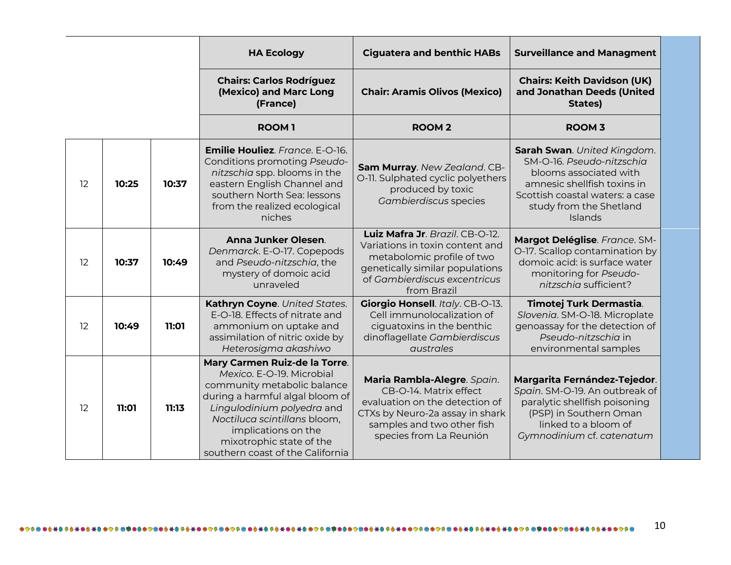| | | | HA Ecology | Ciguatera and benthic HABs | Surveillance and Managment | |
|---|---|---|---|---|---|---|
| | | | **Chairs: Carlos Rodríguez (Mexico) and Marc Long (France)** | **Chair: Aramis Olivos (Mexico)** | **Chairs: Keith Davidson (UK) and Jonathan Deeds (United States)** | |
| | | | **ROOM 1** | **ROOM 2** | **ROOM 3** | |
| 12 | **10:25** | **10:37** | **Emilie Houliez**. *France*. E-O-16. Conditions promoting *Pseudo-nitzschia* spp. blooms in the eastern English Channel and southern North Sea: lessons from the realized ecological niches | **Sam Murray**. *New Zealand*. CB-O-11. Sulphated cyclic polyethers produced by toxic *Gambierdiscus* species | **Sarah Swan**. *United Kingdom*. SM-O-16. *Pseudo-nitzschia* blooms associated with amnesic shellfish toxins in Scottish coastal waters: a case study from the Shetland Islands | |
| 12 | **10:37** | **10:49** | **Anna Junker Olesen**. *Denmarck*. E-O-17. Copepods and *Pseudo-nitzschia*, the mystery of domoic acid unraveled | **Luiz Mafra Jr**. *Brazil*. CB-O-12. Variations in toxin content and metabolomic profile of two genetically similar populations of *Gambierdiscus excentricus* from Brazil | **Margot Deléglise**. *France*. SM-O-17. Scallop contamination by domoic acid: is surface water monitoring for *Pseudo-nitzschia* sufficient? | |
| 12 | **10:49** | **11:01** | **Kathryn Coyne**. *United States*. E-O-18. Effects of nitrate and ammonium on uptake and assimilation of nitric oxide by *Heterosigma akashiwo* | **Giorgio Honsell**. *Italy*. CB-O-13. Cell immunolocalization of ciguatoxins in the benthic dinoflagellate *Gambierdiscus australes* | **Timotej Turk Dermastia**. *Slovenia*. SM-O-18. Microplate genoassay for the detection of *Pseudo-nitzschia* in environmental samples | |
| 12 | **11:01** | **11:13** | **Mary Carmen Ruiz-de la Torre**. *Mexico*. E-O-19. Microbial community metabolic balance during a harmful algal bloom of *Lingulodinium polyedra* and *Noctiluca scintillans* bloom, implications on the mixotrophic state of the southern coast of the California | **Maria Rambla-Alegre**. *Spain*. CB-O-14. Matrix effect evaluation on the detection of CTXs by Neuro-2a assay in shark samples and two other fish species from La Reunión | **Margarita Fernández-Tejedor**. *Spain*. SM-O-19. An outbreak of paralytic shellfish poisoning (PSP) in Southern Oman linked to a bloom of *Gymnodinium* cf. *catenatum* | |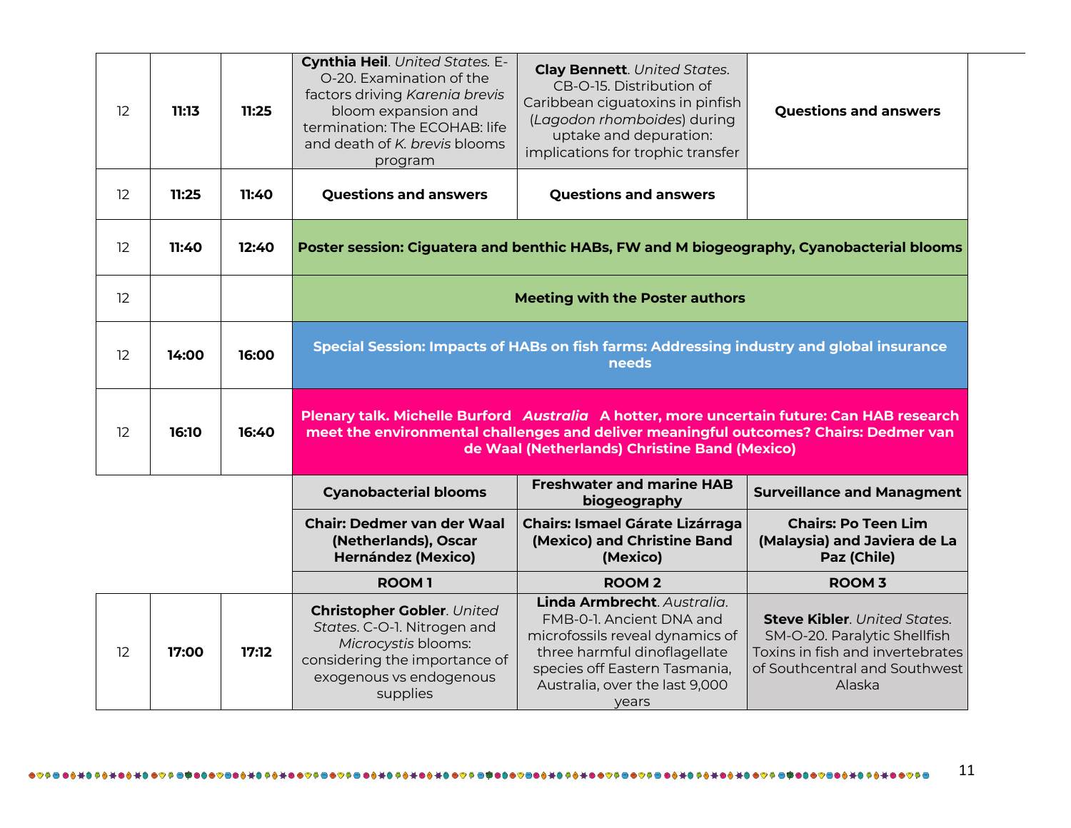| | | | | | |
|---|---|---|---|---|---|
| 12 | **11:13** | **11:25** | **Cynthia Heil**. *United States.* E-O-20. Examination of the factors driving *Karenia brevis* bloom expansion and termination: The ECOHAB: life and death of *K. brevis* blooms program | **Clay Bennett**. *United States.* CB-O-15. Distribution of Caribbean ciguatoxins in pinfish (*Lagodon rhomboides*) during uptake and depuration: implications for trophic transfer | **Questions and answers** |
| 12 | **11:25** | **11:40** | **Questions and answers** | **Questions and answers** | |
| 12 | **11:40** | **12:40** | **Poster session: Ciguatera and benthic HABs, FW and M biogeography, Cyanobacterial blooms** | | |
| 12 | | | **Meeting with the Poster authors** | | |
| 12 | **14:00** | **16:00** | **Special Session: Impacts of HABs on fish farms: Addressing industry and global insurance needs** | | |
| 12 | **16:10** | **16:40** | **Plenary talk. Michelle Burford** ***Australia*** **A hotter, more uncertain future: Can HAB research meet the environmental challenges and deliver meaningful outcomes? Chairs: Dedmer van de Waal (Netherlands) Christine Band (Mexico)** | | |
| | | | **Cyanobacterial blooms** | **Freshwater and marine HAB biogeography** | **Surveillance and Managment** |
| | | | **Chair: Dedmer van der Waal (Netherlands), Oscar Hernández (Mexico)** | **Chairs: Ismael Gárate Lizárraga (Mexico) and Christine Band (Mexico)** | **Chairs: Po Teen Lim (Malaysia) and Javiera de La Paz (Chile)** |
| | | | **ROOM 1** | **ROOM 2** | **ROOM 3** |
| 12 | **17:00** | **17:12** | **Christopher Gobler**. *United States.* C-O-1. Nitrogen and *Microcystis* blooms: considering the importance of exogenous vs endogenous supplies | **Linda Armbrecht**. *Australia*. FMB-0-1. Ancient DNA and microfossils reveal dynamics of three harmful dinoflagellate species off Eastern Tasmania, Australia, over the last 9,000 years | **Steve Kibler**. *United States*. SM-O-20. Paralytic Shellfish Toxins in fish and invertebrates of Southcentral and Southwest Alaska |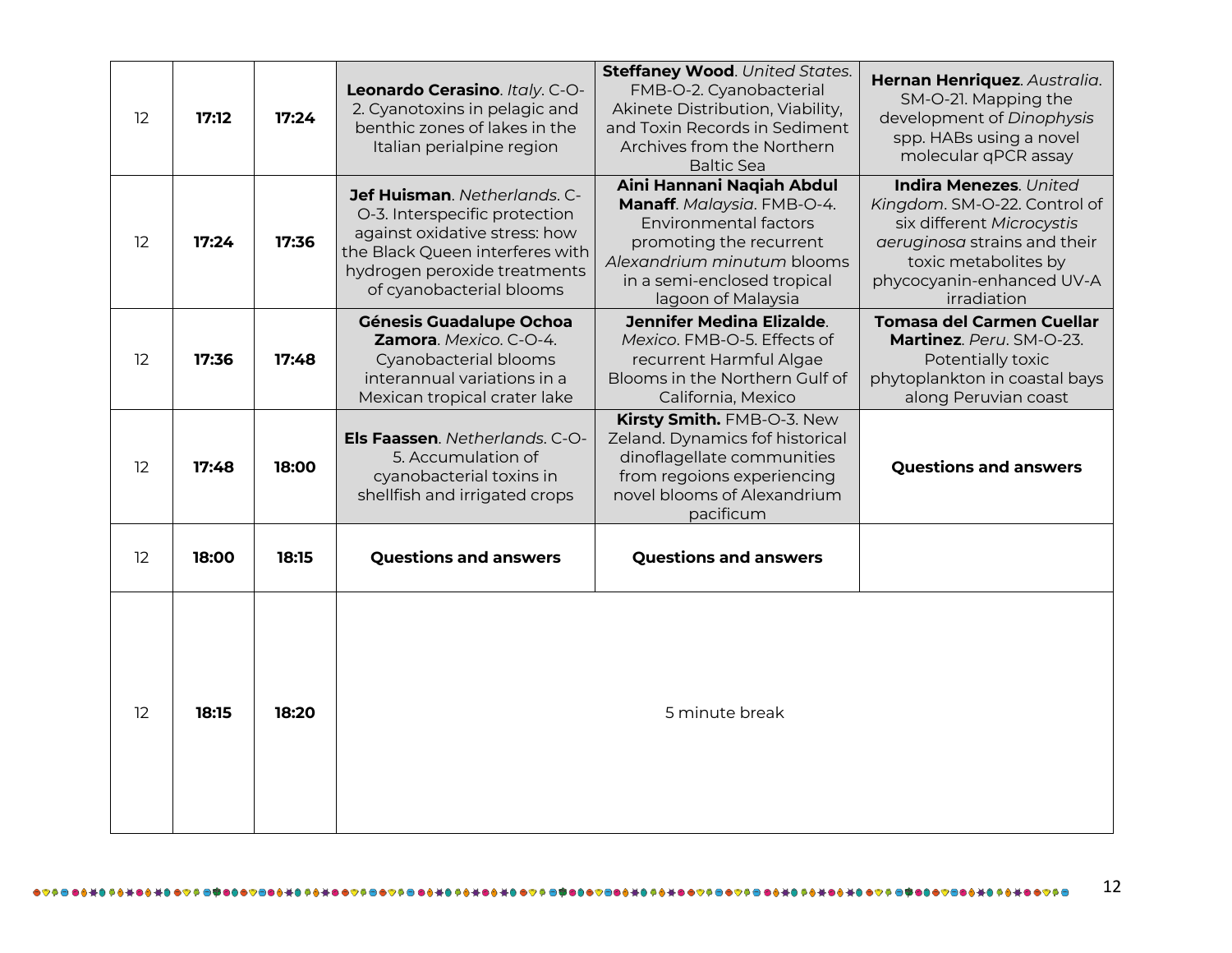| 12 | **17:12** | **17:24** | **Leonardo Cerasino**. *Italy*. C-O-2. Cyanotoxins in pelagic and benthic zones of lakes in the Italian perialpine region | **Steffaney Wood**. *United States*. FMB-O-2. Cyanobacterial Akinete Distribution, Viability, and Toxin Records in Sediment Archives from the Northern Baltic Sea | **Hernan Henriquez**. *Australia*. SM-O-21. Mapping the development of *Dinophysis* spp. HABs using a novel molecular qPCR assay |
|---|---|---|---|---|---|
| 12 | **17:24** | **17:36** | **Jef Huisman**. *Netherlands*. C-O-3. Interspecific protection against oxidative stress: how the Black Queen interferes with hydrogen peroxide treatments of cyanobacterial blooms | **Aini Hannani Naqiah Abdul Manaff**. *Malaysia*. FMB-O-4. Environmental factors promoting the recurrent *Alexandrium minutum* blooms in a semi-enclosed tropical lagoon of Malaysia | **Indira Menezes**. *United Kingdom*. SM-O-22. Control of six different *Microcystis aeruginosa* strains and their toxic metabolites by phycocyanin-enhanced UV-A irradiation |
| 12 | **17:36** | **17:48** | **Génesis Guadalupe Ochoa Zamora**. *Mexico*. C-O-4. Cyanobacterial blooms interannual variations in a Mexican tropical crater lake | **Jennifer Medina Elizalde**. *Mexico*. FMB-O-5. Effects of recurrent Harmful Algae Blooms in the Northern Gulf of California, Mexico | **Tomasa del Carmen Cuellar Martinez**. *Peru*. SM-O-23. Potentially toxic phytoplankton in coastal bays along Peruvian coast |
| 12 | **17:48** | **18:00** | **Els Faassen**. *Netherlands*. C-O-5. Accumulation of cyanobacterial toxins in shellfish and irrigated crops | **Kirsty Smith.** FMB-O-3. New Zeland. Dynamics fof historical dinoflagellate communities from regoions experiencing novel blooms of Alexandrium pacificum | **Questions and answers** |
| 12 | **18:00** | **18:15** | **Questions and answers** | **Questions and answers** | |
| 12 | **18:15** | **18:20** | 5 minute break | | |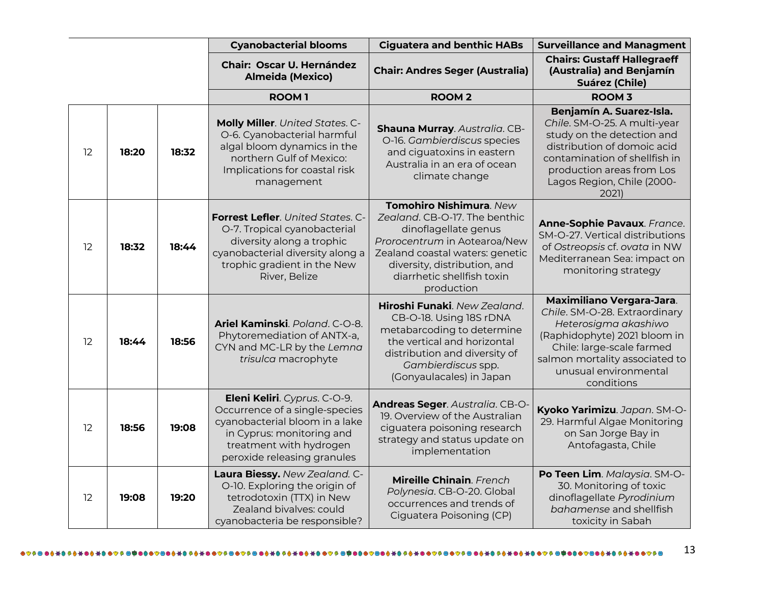| | | | Cyanobacterial blooms | Ciguatera and benthic HABs | Surveillance and Managment |
|---|---|---|---|---|---|
| | | | **Chair: Oscar U. Hernández Almeida (Mexico)** | **Chair: Andres Seger (Australia)** | **Chairs: Gustaff Hallegraeff (Australia) and Benjamín Suárez (Chile)** |
| | | | **ROOM 1** | **ROOM 2** | **ROOM 3** |
| 12 | **18:20** | **18:32** | **Molly Miller**. *United States*. C-O-6. Cyanobacterial harmful algal bloom dynamics in the northern Gulf of Mexico: Implications for coastal risk management | **Shauna Murray**. *Australia*. CB-O-16. *Gambierdiscus* species and ciguatoxins in eastern Australia in an era of ocean climate change | **Benjamín A. Suarez-Isla.** *Chile*. SM-O-25. A multi-year study on the detection and distribution of domoic acid contamination of shellfish in production areas from Los Lagos Region, Chile (2000-2021) |
| 12 | **18:32** | **18:44** | **Forrest Lefler**. *United States*. C-O-7. Tropical cyanobacterial diversity along a trophic cyanobacterial diversity along a trophic gradient in the New River, Belize | **Tomohiro Nishimura**. *New Zealand*. CB-O-17. The benthic dinoflagellate genus *Prorocentrum* in Aotearoa/New Zealand coastal waters: genetic diversity, distribution, and diarrhetic shellfish toxin production | **Anne-Sophie Pavaux**. *France*. SM-O-27. Vertical distributions of *Ostreopsis* cf. *ovata* in NW Mediterranean Sea: impact on monitoring strategy |
| 12 | **18:44** | **18:56** | **Ariel Kaminski**. *Poland*. C-O-8. Phytoremediation of ANTX-a, CYN and MC-LR by the *Lemna trisulca* macrophyte | **Hiroshi Funaki**. *New Zealand*. CB-O-18. Using 18S rDNA metabarcoding to determine the vertical and horizontal distribution and diversity of *Gambierdiscus* spp. (Gonyaulacales) in Japan | **Maximiliano Vergara-Jara**. *Chile*. SM-O-28. Extraordinary *Heterosigma akashiwo* (Raphidophyte) 2021 bloom in Chile: large-scale farmed salmon mortality associated to unusual environmental conditions |
| 12 | **18:56** | **19:08** | **Eleni Keliri**. *Cyprus*. C-O-9. Occurrence of a single-species cyanobacterial bloom in a lake in Cyprus: monitoring and treatment with hydrogen peroxide releasing granules | **Andreas Seger**. *Australia*. CB-O-19. Overview of the Australian ciguatera poisoning research strategy and status update on implementation | **Kyoko Yarimizu**. *Japan*. SM-O-29. Harmful Algae Monitoring on San Jorge Bay in Antofagasta, Chile |
| 12 | **19:08** | **19:20** | **Laura Biessy.** *New Zealand.* C-O-10. Exploring the origin of tetrodotoxin (TTX) in New Zealand bivalves: could cyanobacteria be responsible? | **Mireille Chinain**. *French Polynesia*. CB-O-20. Global occurrences and trends of Ciguatera Poisoning (CP) | **Po Teen Lim**. *Malaysia*. SM-O-30. Monitoring of toxic dinoflagellate *Pyrodinium bahamense* and shellfish toxicity in Sabah |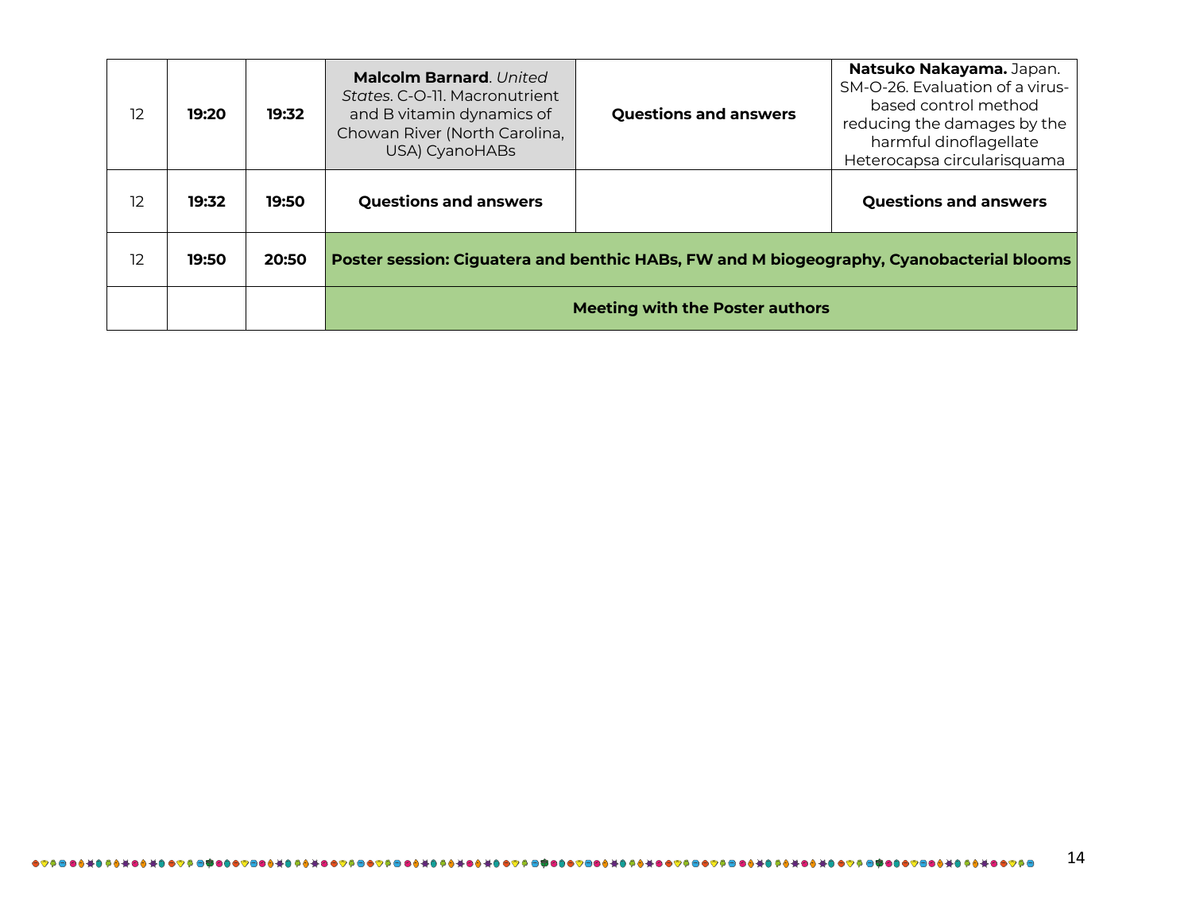| 12 | **19:20** | **19:32** | **Malcolm Barnard**. *United States*. C-O-11. Macronutrient and B vitamin dynamics of Chowan River (North Carolina, USA) CyanoHABs | **Questions and answers** | **Natsuko Nakayama.** Japan. SM-O-26. Evaluation of a virus-based control method reducing the damages by the harmful dinoflagellate Heterocapsa circularisquama |
|---|---|---|---|---|---|
| 12 | **19:32** | **19:50** | **Questions and answers** | | **Questions and answers** |
| 12 | **19:50** | **20:50** | **Poster session: Ciguatera and benthic HABs, FW and M biogeography, Cyanobacterial blooms** | | |
| | | | **Meeting with the Poster authors** | | |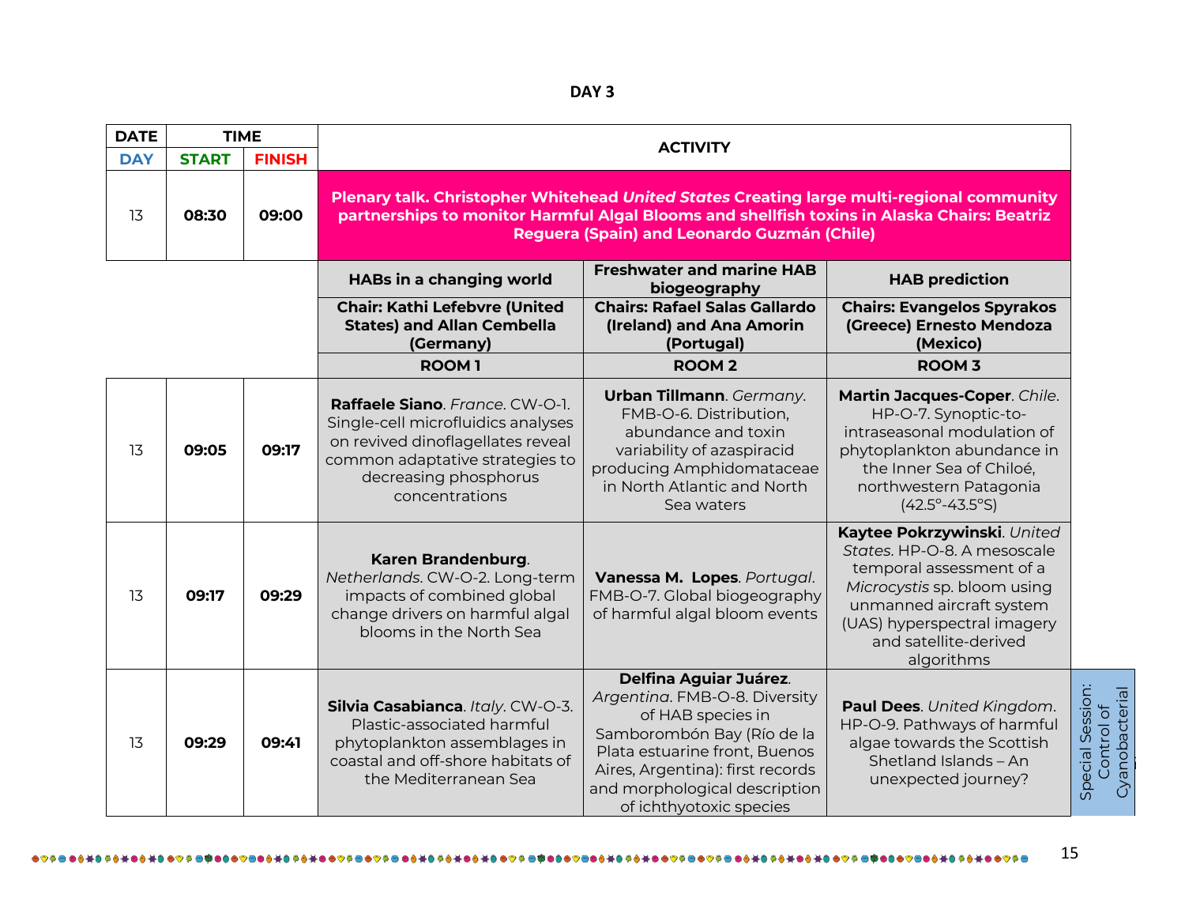## DAY 3

| DATE | TIME | | ACTIVITY | | |
|---|---|---|---|---|---|
| DAY | START | FINISH | | | |
| 13 | 08:30 | 09:00 | **Plenary talk. Christopher Whitehead *United States* Creating large multi-regional community partnerships to monitor Harmful Algal Blooms and shellfish toxins in Alaska Chairs: Beatriz Reguera (Spain) and Leonardo Guzmán (Chile)** | | |
| | | | **HABs in a changing world** | **Freshwater and marine HAB biogeography** | **HAB prediction** |
| | | | **Chair: Kathi Lefebvre (United States) and Allan Cembella (Germany)** | **Chairs: Rafael Salas Gallardo (Ireland) and Ana Amorin (Portugal)** | **Chairs: Evangelos Spyrakos (Greece) Ernesto Mendoza (Mexico)** |
| | | | **ROOM 1** | **ROOM 2** | **ROOM 3** |
| 13 | 09:05 | 09:17 | **Raffaele Siano**. *France*. CW-O-1. Single-cell microfluidics analyses on revived dinoflagellates reveal common adaptative strategies to decreasing phosphorus concentrations | **Urban Tillmann**. *Germany*. FMB-O-6. Distribution, abundance and toxin variability of azaspiracid producing Amphidomataceae in North Atlantic and North Sea waters | **Martin Jacques-Coper**. *Chile*. HP-O-7. Synoptic-to-intraseasonal modulation of phytoplankton abundance in the Inner Sea of Chiloé, northwestern Patagonia (42.5°-43.5°S) |
| 13 | 09:17 | 09:29 | **Karen Brandenburg**. *Netherlands*. CW-O-2. Long-term impacts of combined global change drivers on harmful algal blooms in the North Sea | **Vanessa M. Lopes**. *Portugal*. FMB-O-7. Global biogeography of harmful algal bloom events | **Kaytee Pokrzywinski**. *United States*. HP-O-8. A mesoscale temporal assessment of a *Microcystis* sp. bloom using unmanned aircraft system (UAS) hyperspectral imagery and satellite-derived algorithms |
| 13 | 09:29 | 09:41 | **Silvia Casabianca**. *Italy*. CW-O-3. Plastic-associated harmful phytoplankton assemblages in coastal and off-shore habitats of the Mediterranean Sea | **Delfina Aguiar Juárez**. *Argentina*. FMB-O-8. Diversity of HAB species in Samborombón Bay (Río de la Plata estuarine front, Buenos Aires, Argentina): first records and morphological description of ichthyotoxic species | **Paul Dees**. *United Kingdom*. HP-O-9. Pathways of harmful algae towards the Scottish Shetland Islands – An unexpected journey? |

Special Session: Control of Cyanobacterial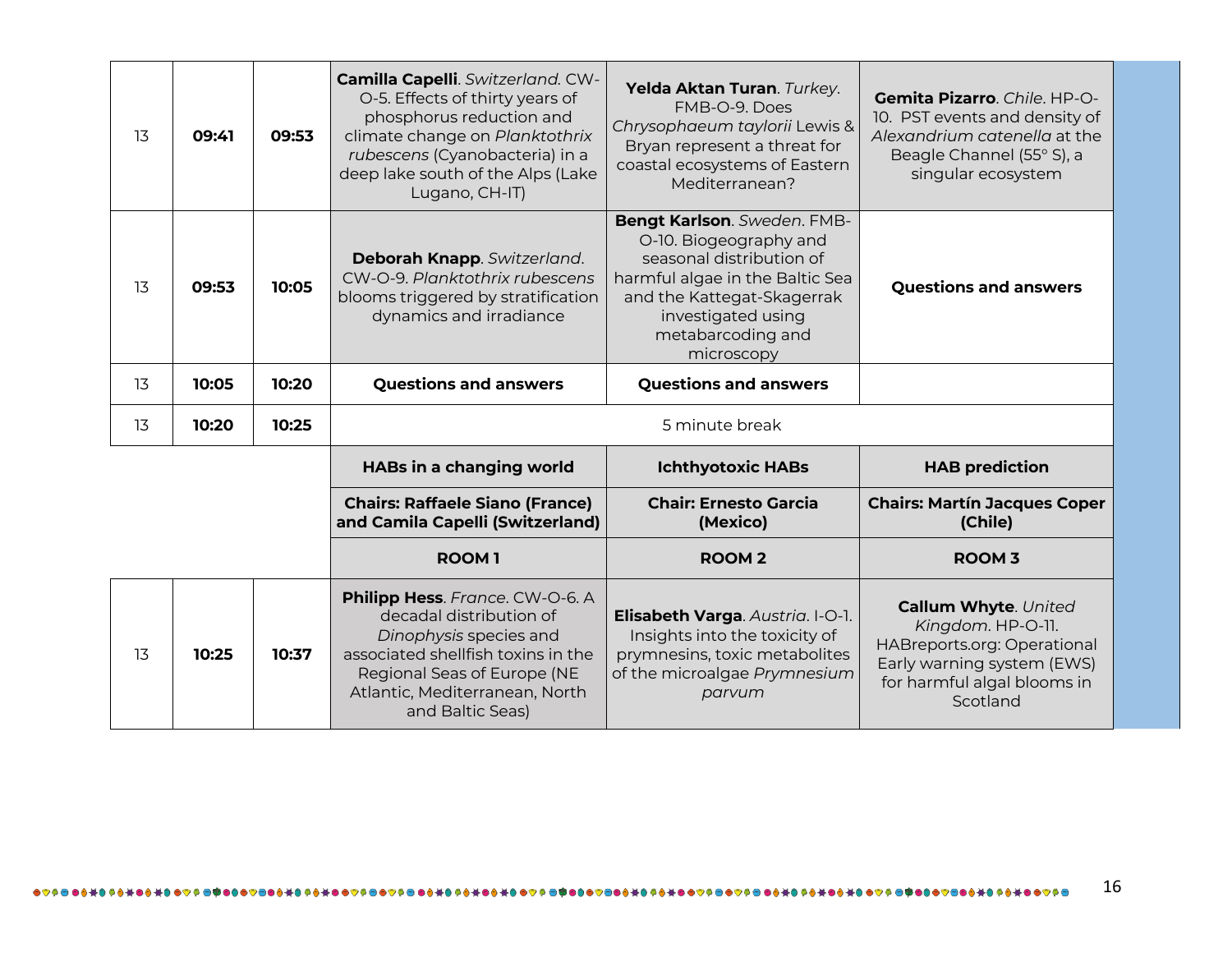| | | | | | |
|---|---|---|---|---|---|
| 13 | **09:41** | **09:53** | **Camilla Capelli**. *Switzerland*. CW-O-5. Effects of thirty years of phosphorus reduction and climate change on *Planktothrix rubescens* (Cyanobacteria) in a deep lake south of the Alps (Lake Lugano, CH-IT) | **Yelda Aktan Turan**. *Turkey*. FMB-O-9. Does *Chrysophaeum taylorii* Lewis & Bryan represent a threat for coastal ecosystems of Eastern Mediterranean? | **Gemita Pizarro**. *Chile*. HP-O-10. PST events and density of *Alexandrium catenella* at the Beagle Channel (55° S), a singular ecosystem |
| 13 | **09:53** | **10:05** | **Deborah Knapp**. *Switzerland*. CW-O-9. *Planktothrix rubescens* blooms triggered by stratification dynamics and irradiance | **Bengt Karlson**. *Sweden*. FMB-O-10. Biogeography and seasonal distribution of harmful algae in the Baltic Sea and the Kattegat-Skagerrak investigated using metabarcoding and microscopy | **Questions and answers** |
| 13 | **10:05** | **10:20** | **Questions and answers** | **Questions and answers** | |
| 13 | **10:20** | **10:25** | 5 minute break | | |
| | | | **HABs in a changing world** | **Ichthyotoxic HABs** | **HAB prediction** |
| | | | **Chairs: Raffaele Siano (France) and Camila Capelli (Switzerland)** | **Chair: Ernesto Garcia (Mexico)** | **Chairs: Martín Jacques Coper (Chile)** |
| | | | **ROOM 1** | **ROOM 2** | **ROOM 3** |
| 13 | **10:25** | **10:37** | **Philipp Hess**. *France*. CW-O-6. A decadal distribution of *Dinophysis* species and associated shellfish toxins in the Regional Seas of Europe (NE Atlantic, Mediterranean, North and Baltic Seas) | **Elisabeth Varga**. *Austria*. I-O-1. Insights into the toxicity of prymnesins, toxic metabolites of the microalgae *Prymnesium parvum* | **Callum Whyte**. *United Kingdom*. HP-O-11. HABreports.org: Operational Early warning system (EWS) for harmful algal blooms in Scotland |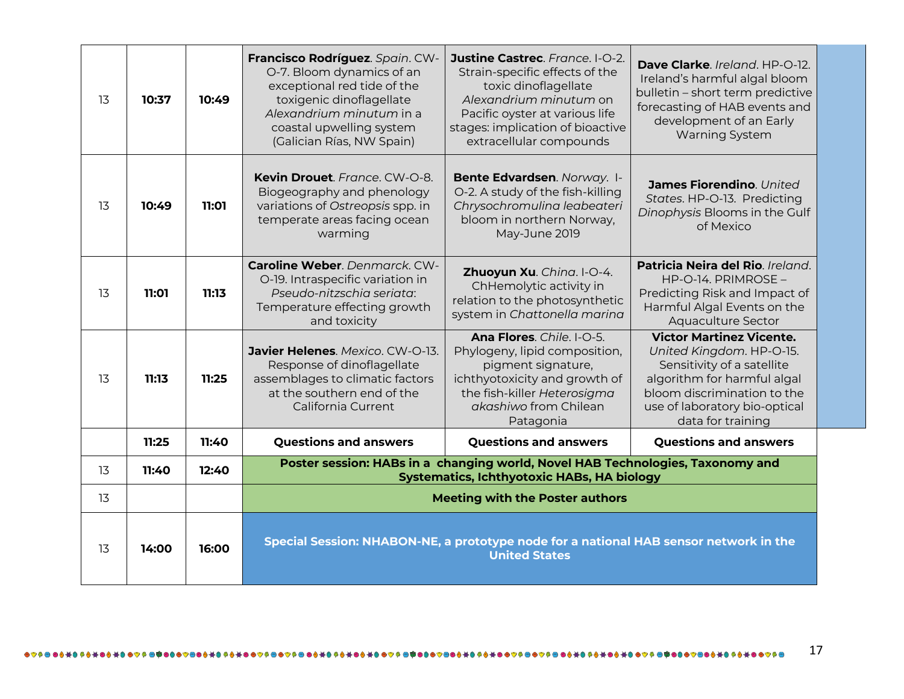| | | | | | |
|---|---|---|---|---|---|
| 13 | **10:37** | **10:49** | **Francisco Rodríguez**. *Spain*. CW-O-7. Bloom dynamics of an exceptional red tide of the toxigenic dinoflagellate *Alexandrium minutum* in a coastal upwelling system (Galician Rías, NW Spain) | **Justine Castrec**. *France*. I-O-2. Strain-specific effects of the toxic dinoflagellate *Alexandrium minutum* on Pacific oyster at various life stages: implication of bioactive extracellular compounds | **Dave Clarke**. *Ireland*. HP-O-12. Ireland's harmful algal bloom bulletin – short term predictive forecasting of HAB events and development of an Early Warning System |
| 13 | **10:49** | **11:01** | **Kevin Drouet**. *France*. CW-O-8. Biogeography and phenology variations of *Ostreopsis* spp. in temperate areas facing ocean warming | **Bente Edvardsen**. *Norway*. I-O-2. A study of the fish-killing *Chrysochromulina leabeateri* bloom in northern Norway, May-June 2019 | **James Fiorendino**. *United States*. HP-O-13. Predicting *Dinophysis* Blooms in the Gulf of Mexico |
| 13 | **11:01** | **11:13** | **Caroline Weber**. *Denmarck*. CW-O-19. Intraspecific variation in *Pseudo-nitzschia seriata*: Temperature effecting growth and toxicity | **Zhuoyun Xu**. *China*. I-O-4. ChHemolytic activity in relation to the photosynthetic system in *Chattonella marina* | **Patricia Neira del Rio**. *Ireland*. HP-O-14. PRIMROSE – Predicting Risk and Impact of Harmful Algal Events on the Aquaculture Sector |
| 13 | **11:13** | **11:25** | **Javier Helenes**. *Mexico*. CW-O-13. Response of dinoflagellate assemblages to climatic factors at the southern end of the California Current | **Ana Flores**. *Chile*. I-O-5. Phylogeny, lipid composition, pigment signature, ichthyotoxicity and growth of the fish-killer *Heterosigma akashiwo* from Chilean Patagonia | **Victor Martinez Vicente.** *United Kingdom*. HP-O-15. Sensitivity of a satellite algorithm for harmful algal bloom discrimination to the use of laboratory bio-optical data for training |
| | **11:25** | **11:40** | **Questions and answers** | **Questions and answers** | **Questions and answers** |
| 13 | **11:40** | **12:40** | **Poster session: HABs in a changing world, Novel HAB Technologies, Taxonomy and Systematics, Ichthyotoxic HABs, HA biology** | | |
| 13 | | | **Meeting with the Poster authors** | | |
| 13 | **14:00** | **16:00** | **Special Session: NHABON-NE, a prototype node for a national HAB sensor network in the United States** | | |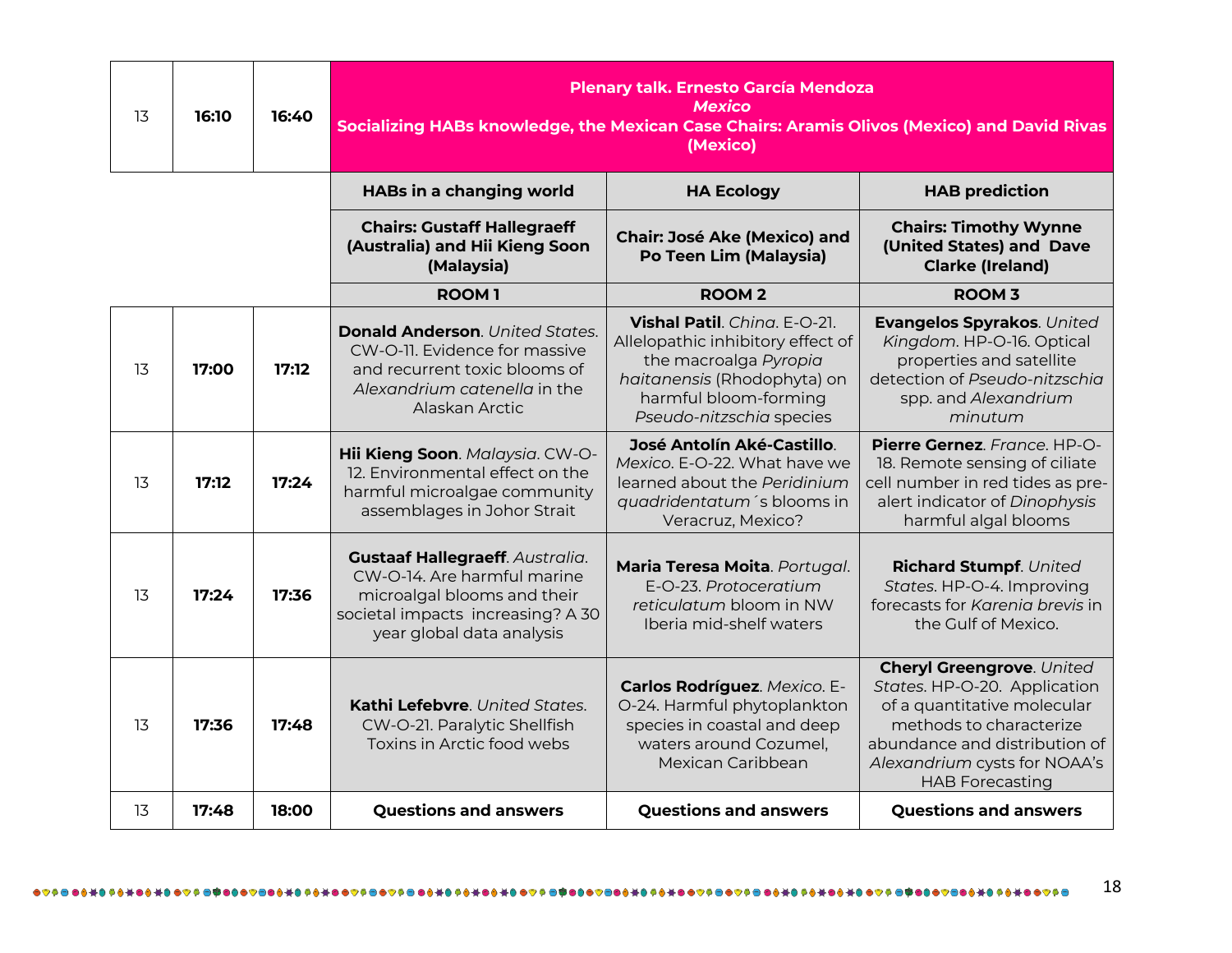| | | | | | |
|---|---|---|---|---|---|
| 13 | **16:10** | **16:40** | **Plenary talk. Ernesto García Mendoza** *Mexico* **Socializing HABs knowledge, the Mexican Case Chairs: Aramis Olivos (Mexico) and David Rivas (Mexico)** | | |
| | | | **HABs in a changing world** | **HA Ecology** | **HAB prediction** |
| | | | **Chairs: Gustaff Hallegraeff (Australia) and Hii Kieng Soon (Malaysia)** | **Chair: José Ake (Mexico) and Po Teen Lim (Malaysia)** | **Chairs: Timothy Wynne (United States) and Dave Clarke (Ireland)** |
| | | | **ROOM 1** | **ROOM 2** | **ROOM 3** |
| 13 | **17:00** | **17:12** | **Donald Anderson**. *United States*. CW-O-11. Evidence for massive and recurrent toxic blooms of *Alexandrium catenella* in the Alaskan Arctic | **Vishal Patil**. *China*. E-O-21. Allelopathic inhibitory effect of the macroalga *Pyropia haitanensis* (Rhodophyta) on harmful bloom-forming *Pseudo-nitzschia* species | **Evangelos Spyrakos**. *United Kingdom*. HP-O-16. Optical properties and satellite detection of *Pseudo-nitzschia* spp. and *Alexandrium minutum* |
| 13 | **17:12** | **17:24** | **Hii Kieng Soon**. *Malaysia*. CW-O-12. Environmental effect on the harmful microalgae community assemblages in Johor Strait | **José Antolín Aké-Castillo**. *Mexico*. E-O-22. What have we learned about the *Peridinium quadridentatum*´s blooms in Veracruz, Mexico? | **Pierre Gernez**. *France*. HP-O-18. Remote sensing of ciliate cell number in red tides as pre-alert indicator of *Dinophysis* harmful algal blooms |
| 13 | **17:24** | **17:36** | **Gustaaf Hallegraeff**. *Australia*. CW-O-14. Are harmful marine microalgal blooms and their societal impacts increasing? A 30 year global data analysis | **Maria Teresa Moita**. *Portugal*. E-O-23. *Protoceratium reticulatum* bloom in NW Iberia mid-shelf waters | **Richard Stumpf**. *United States*. HP-O-4. Improving forecasts for *Karenia brevis* in the Gulf of Mexico. |
| 13 | **17:36** | **17:48** | **Kathi Lefebvre**. *United States*. CW-O-21. Paralytic Shellfish Toxins in Arctic food webs | **Carlos Rodríguez**. *Mexico*. E-O-24. Harmful phytoplankton species in coastal and deep waters around Cozumel, Mexican Caribbean | **Cheryl Greengrove**. *United States*. HP-O-20. Application of a quantitative molecular methods to characterize abundance and distribution of *Alexandrium* cysts for NOAA's HAB Forecasting |
| 13 | **17:48** | **18:00** | **Questions and answers** | **Questions and answers** | **Questions and answers** |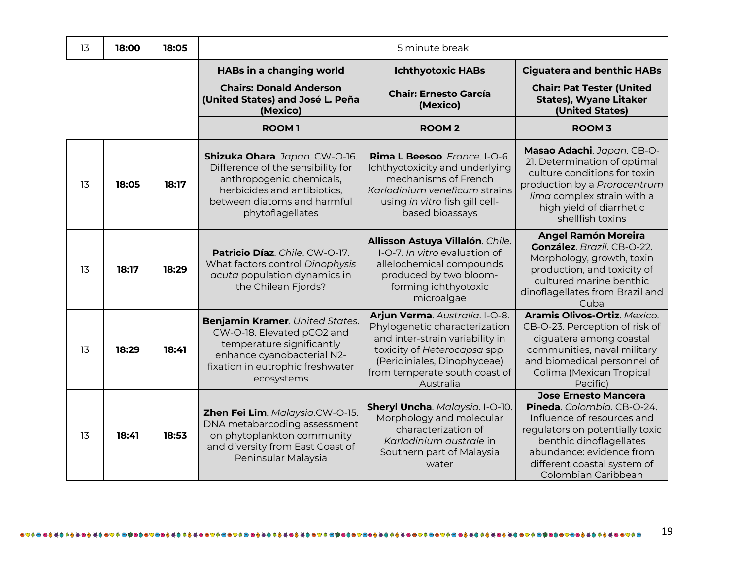| | | | | | |
|---|---|---|---|---|---|
| 13 | **18:00** | **18:05** | 5 minute break | | |
| | | | **HABs in a changing world** | **Ichthyotoxic HABs** | **Ciguatera and benthic HABs** |
| | | | **Chairs: Donald Anderson (United States) and José L. Peña (Mexico)** | **Chair: Ernesto García (Mexico)** | **Chair: Pat Tester (United States), Wyane Litaker (United States)** |
| | | | **ROOM 1** | **ROOM 2** | **ROOM 3** |
| 13 | **18:05** | **18:17** | **Shizuka Ohara**. *Japan*. CW-O-16. Difference of the sensibility for anthropogenic chemicals, herbicides and antibiotics, between diatoms and harmful phytoflagellates | **Rima L Beesoo**. *France*. I-O-6. Ichthyotoxicity and underlying mechanisms of French *Karlodinium veneficum* strains using *in vitro* fish gill cell-based bioassays | **Masao Adachi**. *Japan*. CB-O-21. Determination of optimal culture conditions for toxin production by a *Prorocentrum lima* complex strain with a high yield of diarrhetic shellfish toxins |
| 13 | **18:17** | **18:29** | **Patricio Díaz**. *Chile*. CW-O-17. What factors control *Dinophysis acuta* population dynamics in the Chilean Fjords? | **Allisson Astuya Villalón**. *Chile*. I-O-7. *In vitro* evaluation of allelochemical compounds produced by two bloom-forming ichthyotoxic microalgae | **Angel Ramón Moreira González**. *Brazil*. CB-O-22. Morphology, growth, toxin production, and toxicity of cultured marine benthic dinoflagellates from Brazil and Cuba |
| 13 | **18:29** | **18:41** | **Benjamin Kramer**. *United States*. CW-O-18. Elevated pCO2 and temperature significantly enhance cyanobacterial N2-fixation in eutrophic freshwater ecosystems | **Arjun Verma**. *Australia*. I-O-8. Phylogenetic characterization and inter-strain variability in toxicity of *Heterocapsa* spp. (Peridiniales, Dinophyceae) from temperate south coast of Australia | **Aramis Olivos-Ortiz**. *Mexico*. CB-O-23. Perception of risk of ciguatera among coastal communities, naval military and biomedical personnel of Colima (Mexican Tropical Pacific) |
| 13 | **18:41** | **18:53** | **Zhen Fei Lim**. *Malaysia*.CW-O-15. DNA metabarcoding assessment on phytoplankton community and diversity from East Coast of Peninsular Malaysia | **Sheryl Uncha**. *Malaysia*. I-O-10. Morphology and molecular characterization of *Karlodinium australe* in Southern part of Malaysia water | **Jose Ernesto Mancera Pineda**. *Colombia*. CB-O-24. Influence of resources and regulators on potentially toxic benthic dinoflagellates abundance: evidence from different coastal system of Colombian Caribbean |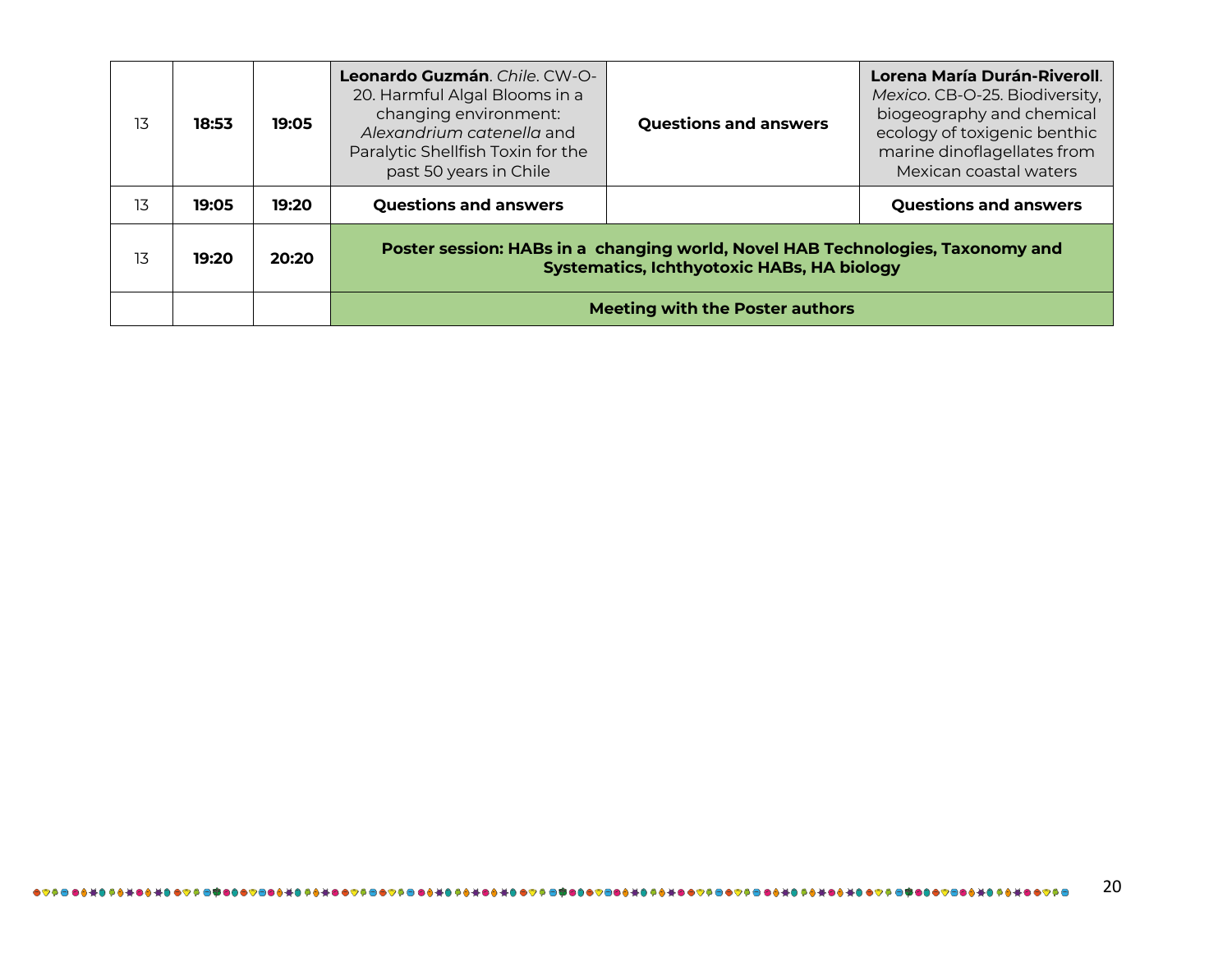| 13 | **18:53** | **19:05** | **Leonardo Guzmán**. *Chile*. CW-O-20. Harmful Algal Blooms in a changing environment: *Alexandrium catenella* and Paralytic Shellfish Toxin for the past 50 years in Chile | **Questions and answers** | **Lorena María Durán-Riveroll**. *Mexico*. CB-O-25. Biodiversity, biogeography and chemical ecology of toxigenic benthic marine dinoflagellates from Mexican coastal waters |
|---|---|---|---|---|---|
| 13 | **19:05** | **19:20** | **Questions and answers** | | **Questions and answers** |
| 13 | **19:20** | **20:20** | **Poster session: HABs in a changing world, Novel HAB Technologies, Taxonomy and Systematics, Ichthyotoxic HABs, HA biology** | | |
| | | | **Meeting with the Poster authors** | | |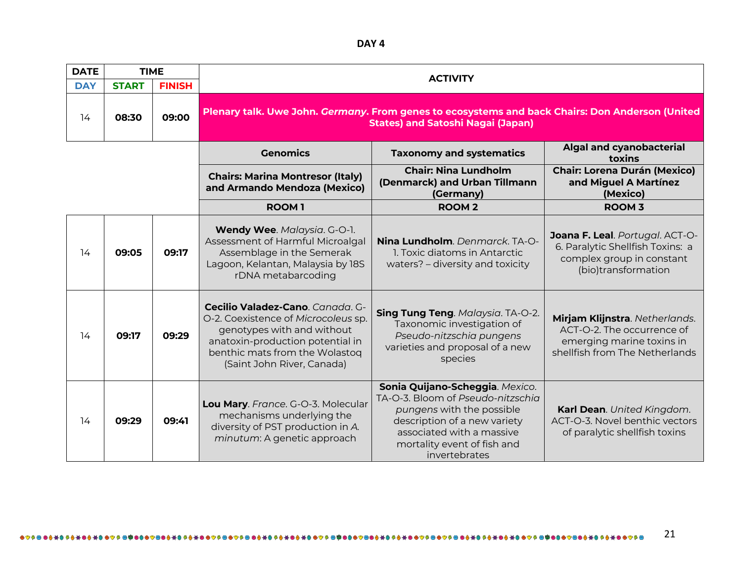# DAY 4

| DATE | TIME | | ACTIVITY | | |
|---|---|---|---|---|---|
| DAY | START | FINISH | | | |
| 14 | **08:30** | **09:00** | **Plenary talk. Uwe John. *Germany*. From genes to ecosystems and back Chairs: Don Anderson (United States) and Satoshi Nagai (Japan)** | | |
| | | | **Genomics** | **Taxonomy and systematics** | **Algal and cyanobacterial toxins** |
| | | | **Chairs: Marina Montresor (Italy) and Armando Mendoza (Mexico)** | **Chair: Nina Lundholm (Denmarck) and Urban Tillmann (Germany)** | **Chair: Lorena Durán (Mexico) and Miguel A Martínez (Mexico)** |
| | | | **ROOM 1** | **ROOM 2** | **ROOM 3** |
| 14 | **09:05** | **09:17** | **Wendy Wee**. *Malaysia*. G-O-1. Assessment of Harmful Microalgal Assemblage in the Semerak Lagoon, Kelantan, Malaysia by 18S rDNA metabarcoding | **Nina Lundholm**. *Denmarck*. TA-O-1. Toxic diatoms in Antarctic waters? – diversity and toxicity | **Joana F. Leal**. *Portugal*. ACT-O-6. Paralytic Shellfish Toxins: a complex group in constant (bio)transformation |
| 14 | **09:17** | **09:29** | **Cecilio Valadez-Cano**. *Canada*. G-O-2. Coexistence of *Microcoleus* sp. genotypes with and without anatoxin-production potential in benthic mats from the Wolastoq (Saint John River, Canada) | **Sing Tung Teng**. *Malaysia*. TA-O-2. Taxonomic investigation of *Pseudo-nitzschia pungens* varieties and proposal of a new species | **Mirjam Klijnstra**. *Netherlands*. ACT-O-2. The occurrence of emerging marine toxins in shellfish from The Netherlands |
| 14 | **09:29** | **09:41** | **Lou Mary**. *France*. G-O-3. Molecular mechanisms underlying the diversity of PST production in *A. minutum*: A genetic approach | **Sonia Quijano-Scheggia**. *Mexico*. TA-O-3. Bloom of *Pseudo-nitzschia pungens* with the possible description of a new variety associated with a massive mortality event of fish and invertebrates | **Karl Dean**. *United Kingdom*. ACT-O-3. Novel benthic vectors of paralytic shellfish toxins |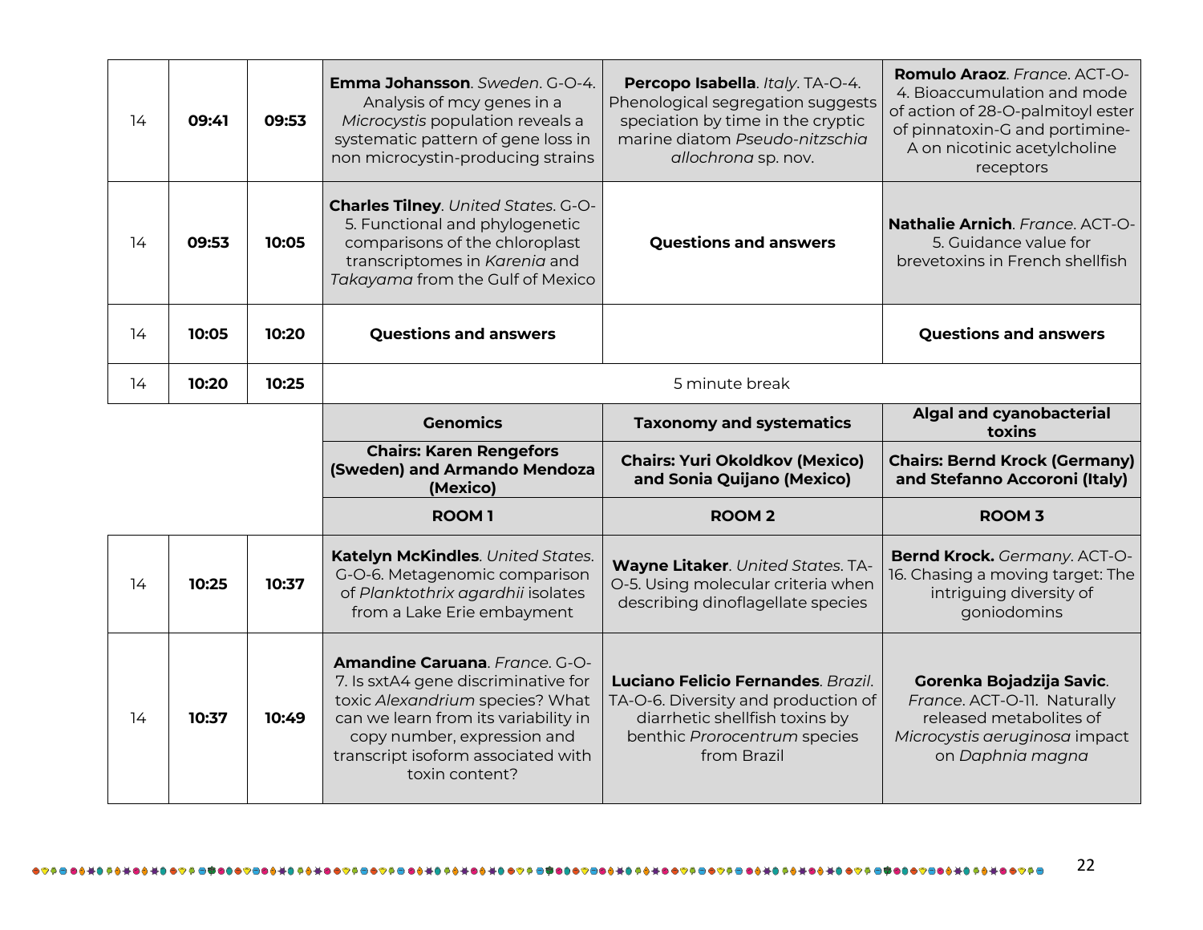| | | | | | |
|---|---|---|---|---|---|
| 14 | **09:41** | **09:53** | **Emma Johansson**. *Sweden*. G-O-4. Analysis of mcy genes in a *Microcystis* population reveals a systematic pattern of gene loss in non microcystin-producing strains | **Percopo Isabella**. *Italy*. TA-O-4. Phenological segregation suggests speciation by time in the cryptic marine diatom *Pseudo-nitzschia allochrona* sp. nov. | **Romulo Araoz**. *France*. ACT-O-4. Bioaccumulation and mode of action of 28-O-palmitoyl ester of pinnatoxin-G and portimine-A on nicotinic acetylcholine receptors |
| 14 | **09:53** | **10:05** | **Charles Tilney**. *United States*. G-O-5. Functional and phylogenetic comparisons of the chloroplast transcriptomes in *Karenia* and *Takayama* from the Gulf of Mexico | **Questions and answers** | **Nathalie Arnich**. *France*. ACT-O-5. Guidance value for brevetoxins in French shellfish |
| 14 | **10:05** | **10:20** | **Questions and answers** | | **Questions and answers** |
| 14 | **10:20** | **10:25** | 5 minute break | | |
| | | | **Genomics** | **Taxonomy and systematics** | **Algal and cyanobacterial toxins** |
| | | | **Chairs: Karen Rengefors (Sweden) and Armando Mendoza (Mexico)** | **Chairs: Yuri Okoldkov (Mexico) and Sonia Quijano (Mexico)** | **Chairs: Bernd Krock (Germany) and Stefanno Accoroni (Italy)** |
| | | | **ROOM 1** | **ROOM 2** | **ROOM 3** |
| 14 | **10:25** | **10:37** | **Katelyn McKindles**. *United States*. G-O-6. Metagenomic comparison of *Planktothrix agardhii* isolates from a Lake Erie embayment | **Wayne Litaker**. *United States*. TA-O-5. Using molecular criteria when describing dinoflagellate species | **Bernd Krock.** *Germany*. ACT-O-16. Chasing a moving target: The intriguing diversity of goniodomins |
| 14 | **10:37** | **10:49** | **Amandine Caruana**. *France*. G-O-7. Is sxtA4 gene discriminative for toxic *Alexandrium* species? What can we learn from its variability in copy number, expression and transcript isoform associated with toxin content? | **Luciano Felicio Fernandes**. *Brazil*. TA-O-6. Diversity and production of diarrhetic shellfish toxins by benthic *Prorocentrum* species from Brazil | **Gorenka Bojadzija Savic**. *France*. ACT-O-11. Naturally released metabolites of *Microcystis aeruginosa* impact on *Daphnia magna* |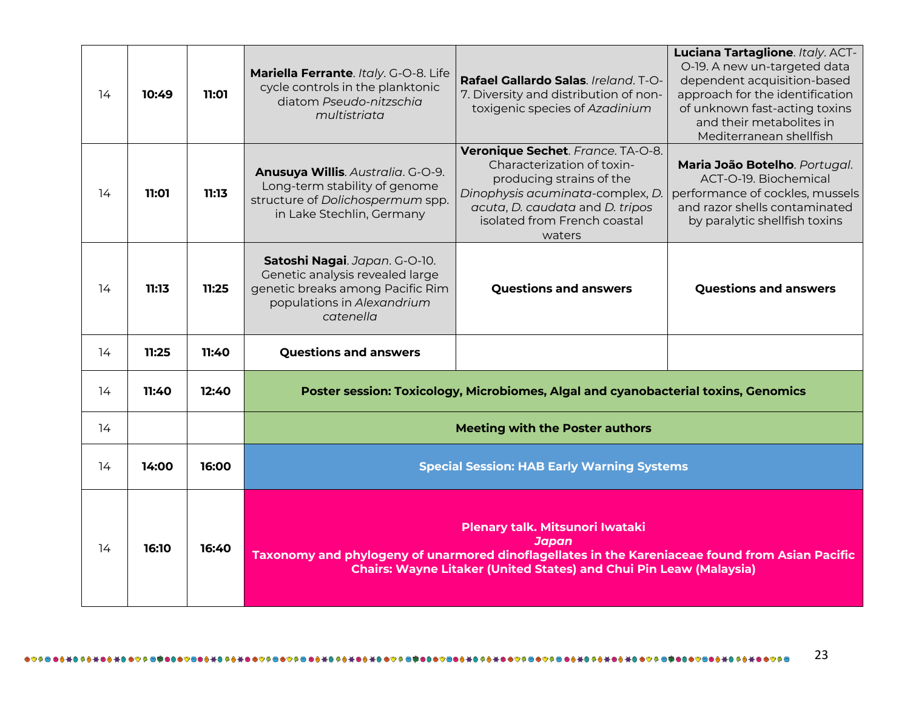| | | | | | |
|---|---|---|---|---|---|
| 14 | **10:49** | **11:01** | **Mariella Ferrante**. *Italy*. G-O-8. Life cycle controls in the planktonic diatom *Pseudo-nitzschia multistriata* | **Rafael Gallardo Salas**. *Ireland*. T-O-7. Diversity and distribution of non-toxigenic species of *Azadinium* | **Luciana Tartaglione**. *Italy*. ACT-O-19. A new un-targeted data dependent acquisition-based approach for the identification of unknown fast-acting toxins and their metabolites in Mediterranean shellfish |
| 14 | **11:01** | **11:13** | **Anusuya Willis**. *Australia*. G-O-9. Long-term stability of genome structure of *Dolichospermum* spp. in Lake Stechlin, Germany | **Veronique Sechet**. *France*. TA-O-8. Characterization of toxin-producing strains of the *Dinophysis acuminata*-complex, *D. acuta*, *D. caudata* and *D. tripos* isolated from French coastal waters | **Maria João Botelho**. *Portugal*. ACT-O-19. Biochemical performance of cockles, mussels and razor shells contaminated by paralytic shellfish toxins |
| 14 | **11:13** | **11:25** | **Satoshi Nagai**. *Japan*. G-O-10. Genetic analysis revealed large genetic breaks among Pacific Rim populations in *Alexandrium catenella* | **Questions and answers** | **Questions and answers** |
| 14 | **11:25** | **11:40** | **Questions and answers** | | |
| 14 | **11:40** | **12:40** | **Poster session: Toxicology, Microbiomes, Algal and cyanobacterial toxins, Genomics** | | |
| 14 | | | **Meeting with the Poster authors** | | |
| 14 | **14:00** | **16:00** | **Special Session: HAB Early Warning Systems** | | |
| 14 | **16:10** | **16:40** | **Plenary talk. Mitsunori Iwataki**<br>***Japan***<br>**Taxonomy and phylogeny of unarmored dinoflagellates in the Kareniaceae found from Asian Pacific**<br>**Chairs: Wayne Litaker (United States) and Chui Pin Leaw (Malaysia)** | | |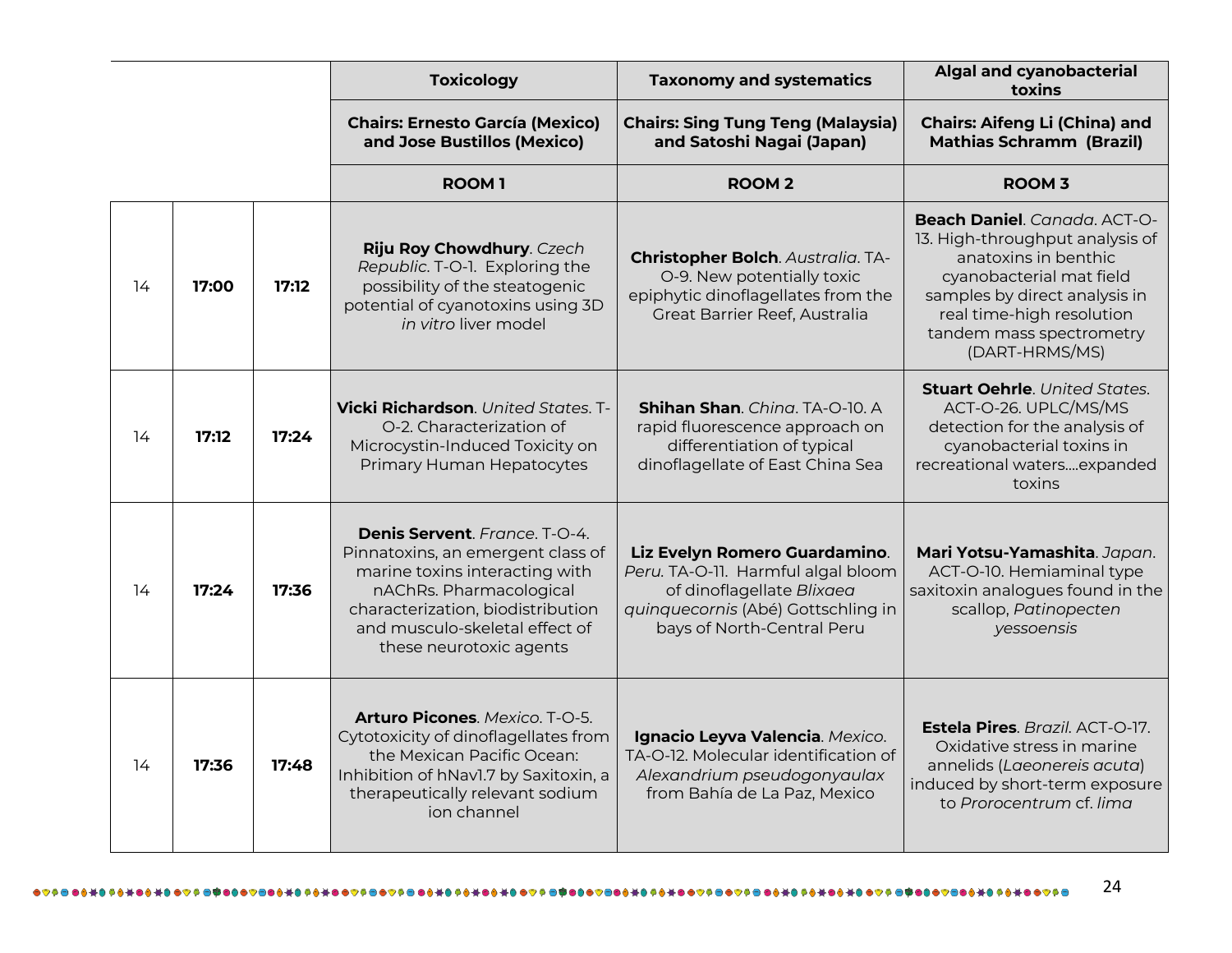| | | | Toxicology | Taxonomy and systematics | Algal and cyanobacterial toxins |
|---|---|---|---|---|---|
| | | | **Chairs: Ernesto García (Mexico) and Jose Bustillos (Mexico)** | **Chairs: Sing Tung Teng (Malaysia) and Satoshi Nagai (Japan)** | **Chairs: Aifeng Li (China) and Mathias Schramm (Brazil)** |
| | | | **ROOM 1** | **ROOM 2** | **ROOM 3** |
| 14 | **17:00** | **17:12** | **Riju Roy Chowdhury**. *Czech Republic*. T-O-1. Exploring the possibility of the steatogenic potential of cyanotoxins using 3D *in vitro* liver model | **Christopher Bolch**. *Australia*. TA-O-9. New potentially toxic epiphytic dinoflagellates from the Great Barrier Reef, Australia | **Beach Daniel**. *Canada*. ACT-O-13. High-throughput analysis of anatoxins in benthic cyanobacterial mat field samples by direct analysis in real time-high resolution tandem mass spectrometry (DART-HRMS/MS) |
| 14 | **17:12** | **17:24** | **Vicki Richardson**. *United States*. T-O-2. Characterization of Microcystin-Induced Toxicity on Primary Human Hepatocytes | **Shihan Shan**. *China*. TA-O-10. A rapid fluorescence approach on differentiation of typical dinoflagellate of East China Sea | **Stuart Oehrle**. *United States*. ACT-O-26. UPLC/MS/MS detection for the analysis of cyanobacterial toxins in recreational waters….expanded toxins |
| 14 | **17:24** | **17:36** | **Denis Servent**. *France*. T-O-4. Pinnatoxins, an emergent class of marine toxins interacting with nAChRs. Pharmacological characterization, biodistribution and musculo-skeletal effect of these neurotoxic agents | **Liz Evelyn Romero Guardamino**. *Peru*. TA-O-11. Harmful algal bloom of dinoflagellate *Blixaea quinquecornis* (Abé) Gottschling in bays of North-Central Peru | **Mari Yotsu-Yamashita**. *Japan*. ACT-O-10. Hemiaminal type saxitoxin analogues found in the scallop, *Patinopecten yessoensis* |
| 14 | **17:36** | **17:48** | **Arturo Picones**. *Mexico*. T-O-5. Cytotoxicity of dinoflagellates from the Mexican Pacific Ocean: Inhibition of hNav1.7 by Saxitoxin, a therapeutically relevant sodium ion channel | **Ignacio Leyva Valencia**. *Mexico*. TA-O-12. Molecular identification of *Alexandrium pseudogonyaulax* from Bahía de La Paz, Mexico | **Estela Pires**. *Brazil*. ACT-O-17. Oxidative stress in marine annelids (*Laeonereis acuta*) induced by short-term exposure to *Prorocentrum* cf. *lima* |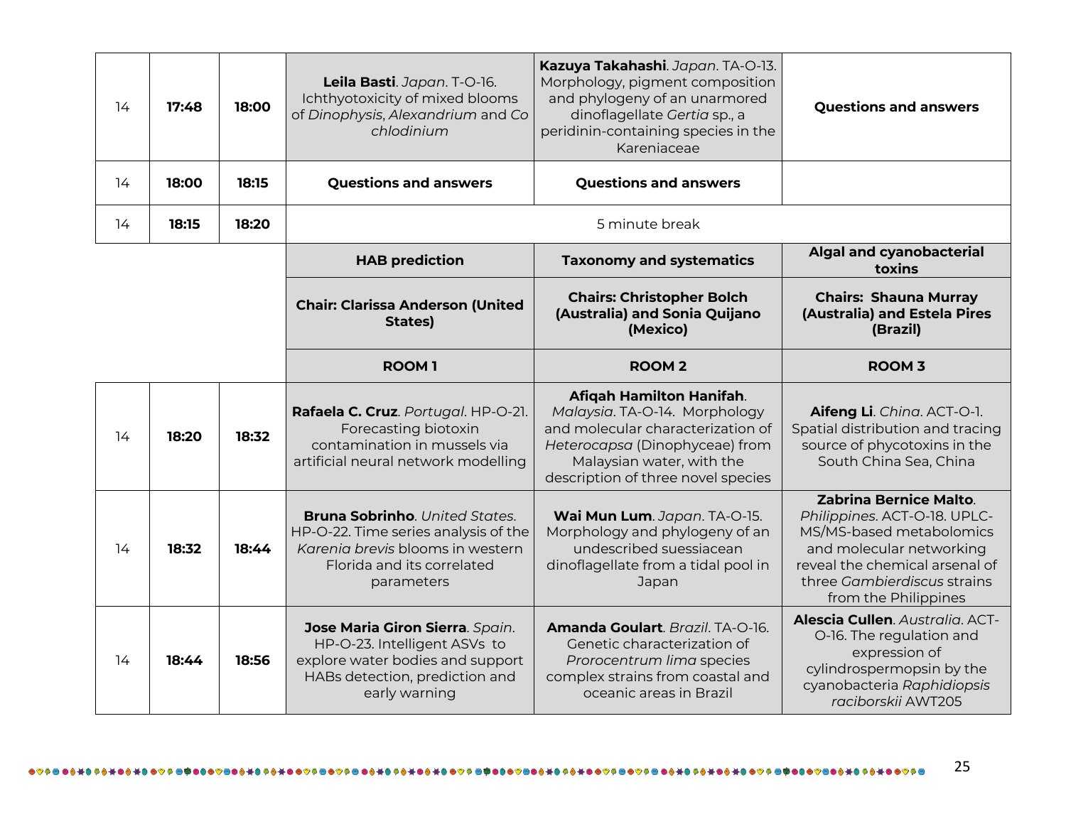| | | | | | |
|---|---|---|---|---|---|
| 14 | **17:48** | **18:00** | **Leila Basti**. *Japan*. T-O-16. Ichthyotoxicity of mixed blooms of *Dinophysis*, *Alexandrium* and *Co chlodinium* | **Kazuya Takahashi**. *Japan*. TA-O-13. Morphology, pigment composition and phylogeny of an unarmored dinoflagellate *Gertia* sp., a peridinin-containing species in the Kareniaceae | **Questions and answers** |
| 14 | **18:00** | **18:15** | **Questions and answers** | **Questions and answers** | |
| 14 | **18:15** | **18:20** | 5 minute break | | |
| | | | **HAB prediction** | **Taxonomy and systematics** | **Algal and cyanobacterial toxins** |
| | | | **Chair: Clarissa Anderson (United States)** | **Chairs: Christopher Bolch (Australia) and Sonia Quijano (Mexico)** | **Chairs: Shauna Murray (Australia) and Estela Pires (Brazil)** |
| | | | **ROOM 1** | **ROOM 2** | **ROOM 3** |
| 14 | **18:20** | **18:32** | **Rafaela C. Cruz**. *Portugal*. HP-O-21. Forecasting biotoxin contamination in mussels via artificial neural network modelling | **Afiqah Hamilton Hanifah**. *Malaysia*. TA-O-14. Morphology and molecular characterization of *Heterocapsa* (Dinophyceae) from Malaysian water, with the description of three novel species | **Aifeng Li**. *China*. ACT-O-1. Spatial distribution and tracing source of phycotoxins in the South China Sea, China |
| 14 | **18:32** | **18:44** | **Bruna Sobrinho**. *United States*. HP-O-22. Time series analysis of the *Karenia brevis* blooms in western Florida and its correlated parameters | **Wai Mun Lum**. *Japan*. TA-O-15. Morphology and phylogeny of an undescribed suessiacean dinoflagellate from a tidal pool in Japan | **Zabrina Bernice Malto**. *Philippines*. ACT-O-18. UPLC-MS/MS-based metabolomics and molecular networking reveal the chemical arsenal of three *Gambierdiscus* strains from the Philippines |
| 14 | **18:44** | **18:56** | **Jose Maria Giron Sierra**. *Spain*. HP-O-23. Intelligent ASVs to explore water bodies and support HABs detection, prediction and early warning | **Amanda Goulart**. *Brazil*. TA-O-16. Genetic characterization of *Prorocentrum lima* species complex strains from coastal and oceanic areas in Brazil | **Alescia Cullen**. *Australia*. ACT-O-16. The regulation and expression of cylindrospermopsin by the cyanobacteria *Raphidiopsis raciborskii* AWT205 |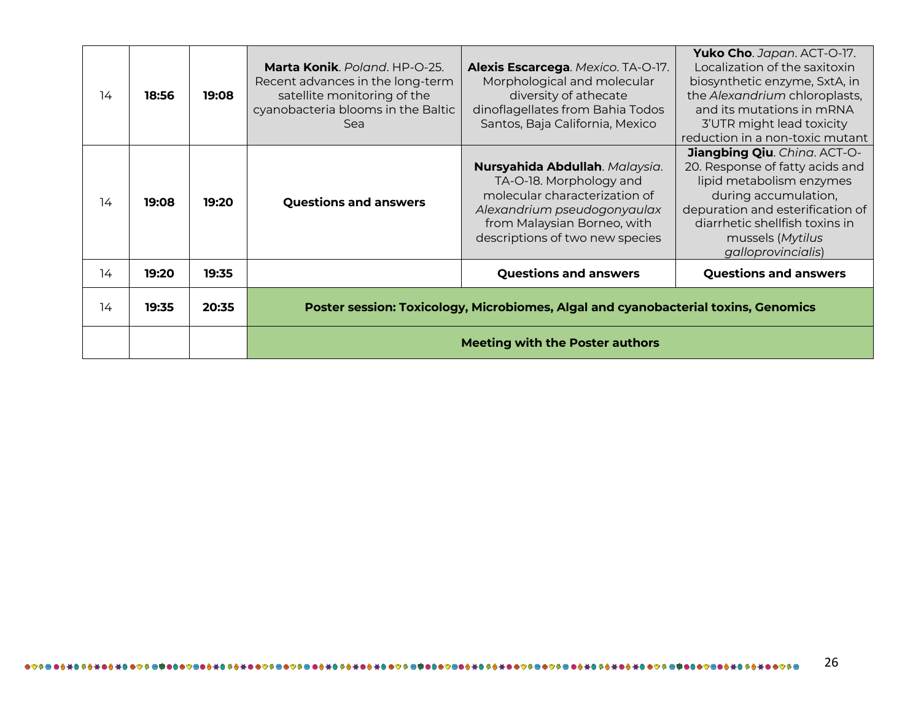| | | | | | |
|---|---|---|---|---|---|
| 14 | **18:56** | **19:08** | **Marta Konik**. *Poland*. HP-O-25. Recent advances in the long-term satellite monitoring of the cyanobacteria blooms in the Baltic Sea | **Alexis Escarcega**. *Mexico*. TA-O-17. Morphological and molecular diversity of athecate dinoflagellates from Bahia Todos Santos, Baja California, Mexico | **Yuko Cho**. *Japan*. ACT-O-17. Localization of the saxitoxin biosynthetic enzyme, SxtA, in the *Alexandrium* chloroplasts, and its mutations in mRNA 3'UTR might lead toxicity reduction in a non-toxic mutant |
| 14 | **19:08** | **19:20** | **Questions and answers** | **Nursyahida Abdullah**. *Malaysia*. TA-O-18. Morphology and molecular characterization of *Alexandrium pseudogonyaulax* from Malaysian Borneo, with descriptions of two new species | **Jiangbing Qiu**. *China*. ACT-O-20. Response of fatty acids and lipid metabolism enzymes during accumulation, depuration and esterification of diarrhetic shellfish toxins in mussels (*Mytilus galloprovincialis*) |
| 14 | **19:20** | **19:35** | | **Questions and answers** | **Questions and answers** |
| 14 | **19:35** | **20:35** | **Poster session: Toxicology, Microbiomes, Algal and cyanobacterial toxins, Genomics** | | |
| | | | **Meeting with the Poster authors** | | |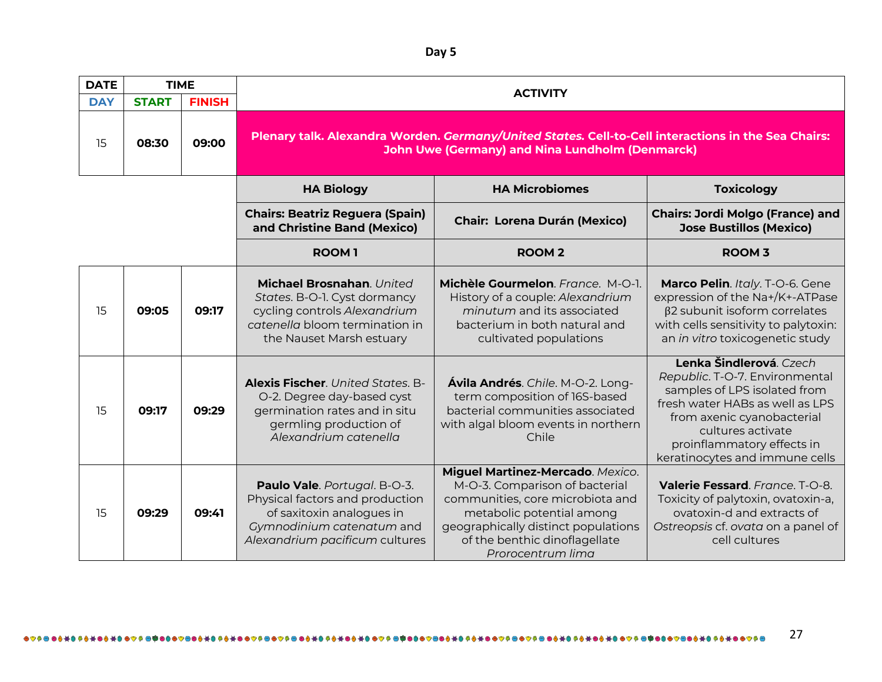**Day 5**

| DATE | TIME | | ACTIVITY | | |
|---|---|---|---|---|---|
| DAY | START | FINISH | | | |
| 15 | **08:30** | **09:00** | **Plenary talk. Alexandra Worden. *Germany/United States.* Cell-to-Cell interactions in the Sea Chairs: John Uwe (Germany) and Nina Lundholm (Denmarck)** | | |
| | | | **HA Biology** | **HA Microbiomes** | **Toxicology** |
| | | | **Chairs: Beatriz Reguera (Spain) and Christine Band (Mexico)** | **Chair: Lorena Durán (Mexico)** | **Chairs: Jordi Molgo (France) and Jose Bustillos (Mexico)** |
| | | | **ROOM 1** | **ROOM 2** | **ROOM 3** |
| 15 | **09:05** | **09:17** | **Michael Brosnahan**. *United States*. B-O-1. Cyst dormancy cycling controls *Alexandrium catenella* bloom termination in the Nauset Marsh estuary | **Michèle Gourmelon**. *France*. M-O-1. History of a couple: *Alexandrium minutum* and its associated bacterium in both natural and cultivated populations | **Marco Pelin**. *Italy*. T-O-6. Gene expression of the Na+/K+-ATPase β2 subunit isoform correlates with cells sensitivity to palytoxin: an *in vitro* toxicogenetic study |
| 15 | **09:17** | **09:29** | **Alexis Fischer**. *United States*. B-O-2. Degree day-based cyst germination rates and in situ germling production of *Alexandrium catenella* | **Ávila Andrés**. *Chile*. M-O-2. Long-term composition of 16S-based bacterial communities associated with algal bloom events in northern Chile | **Lenka Šindlerová**. *Czech Republic*. T-O-7. Environmental samples of LPS isolated from fresh water HABs as well as LPS from axenic cyanobacterial cultures activate proinflammatory effects in keratinocytes and immune cells |
| 15 | **09:29** | **09:41** | **Paulo Vale**. *Portugal*. B-O-3. Physical factors and production of saxitoxin analogues in *Gymnodinium catenatum* and *Alexandrium pacificum* cultures | **Miguel Martinez-Mercado**. *Mexico*. M-O-3. Comparison of bacterial communities, core microbiota and metabolic potential among geographically distinct populations of the benthic dinoflagellate *Prorocentrum lima* | **Valerie Fessard**. *France*. T-O-8. Toxicity of palytoxin, ovatoxin-a, ovatoxin-d and extracts of *Ostreopsis* cf. *ovata* on a panel of cell cultures |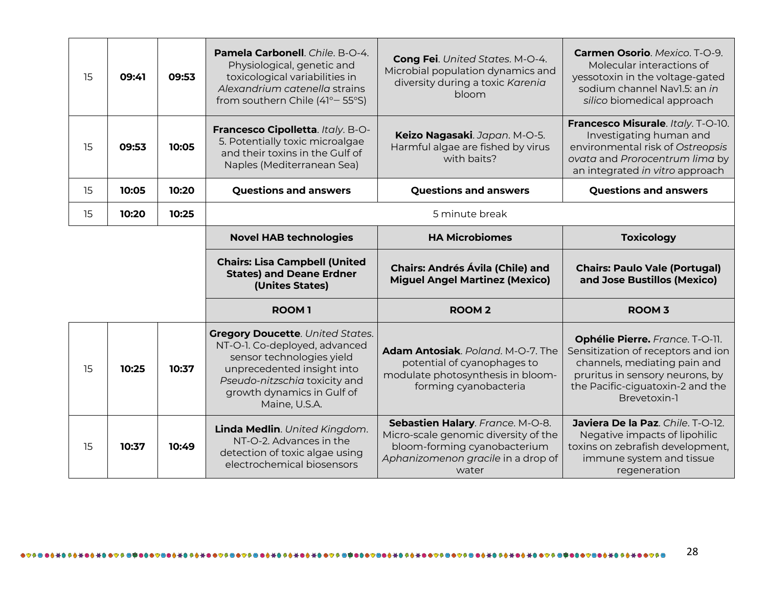| | | | | | |
|---|---|---|---|---|---|
| 15 | **09:41** | **09:53** | **Pamela Carbonell**. *Chile*. B-O-4. Physiological, genetic and toxicological variabilities in *Alexandrium catenella* strains from southern Chile (41°– 55°S) | **Cong Fei**. *United States*. M-O-4. Microbial population dynamics and diversity during a toxic *Karenia* bloom | **Carmen Osorio**. *Mexico*. T-O-9. Molecular interactions of yessotoxin in the voltage-gated sodium channel Nav1.5: an *in silico* biomedical approach |
| 15 | **09:53** | **10:05** | **Francesco Cipolletta**. *Italy*. B-O-5. Potentially toxic microalgae and their toxins in the Gulf of Naples (Mediterranean Sea) | **Keizo Nagasaki**. *Japan*. M-O-5. Harmful algae are fished by virus with baits? | **Francesco Misurale**. *Italy*. T-O-10. Investigating human and environmental risk of *Ostreopsis ovata* and *Prorocentrum lima* by an integrated *in vitro* approach |
| 15 | **10:05** | **10:20** | **Questions and answers** | **Questions and answers** | **Questions and answers** |
| 15 | **10:20** | **10:25** | 5 minute break | | |
| | | | **Novel HAB technologies** | **HA Microbiomes** | **Toxicology** |
| | | | **Chairs: Lisa Campbell (United States) and Deane Erdner (Unites States)** | **Chairs: Andrés Ávila (Chile) and Miguel Angel Martinez (Mexico)** | **Chairs: Paulo Vale (Portugal) and Jose Bustillos (Mexico)** |
| | | | **ROOM 1** | **ROOM 2** | **ROOM 3** |
| 15 | **10:25** | **10:37** | **Gregory Doucette**. *United States*. NT-O-1. Co-deployed, advanced sensor technologies yield unprecedented insight into *Pseudo-nitzschia* toxicity and growth dynamics in Gulf of Maine, U.S.A. | **Adam Antosiak**. *Poland*. M-O-7. The potential of cyanophages to modulate photosynthesis in bloom-forming cyanobacteria | **Ophélie Pierre.** *France*. T-O-11. Sensitization of receptors and ion channels, mediating pain and pruritus in sensory neurons, by the Pacific-ciguatoxin-2 and the Brevetoxin-1 |
| 15 | **10:37** | **10:49** | **Linda Medlin**. *United Kingdom*. NT-O-2. Advances in the detection of toxic algae using electrochemical biosensors | **Sebastien Halary**. *France*. M-O-8. Micro-scale genomic diversity of the bloom-forming cyanobacterium *Aphanizomenon gracile* in a drop of water | **Javiera De la Paz**. *Chile*. T-O-12. Negative impacts of lipohilic toxins on zebrafish development, immune system and tissue regeneration |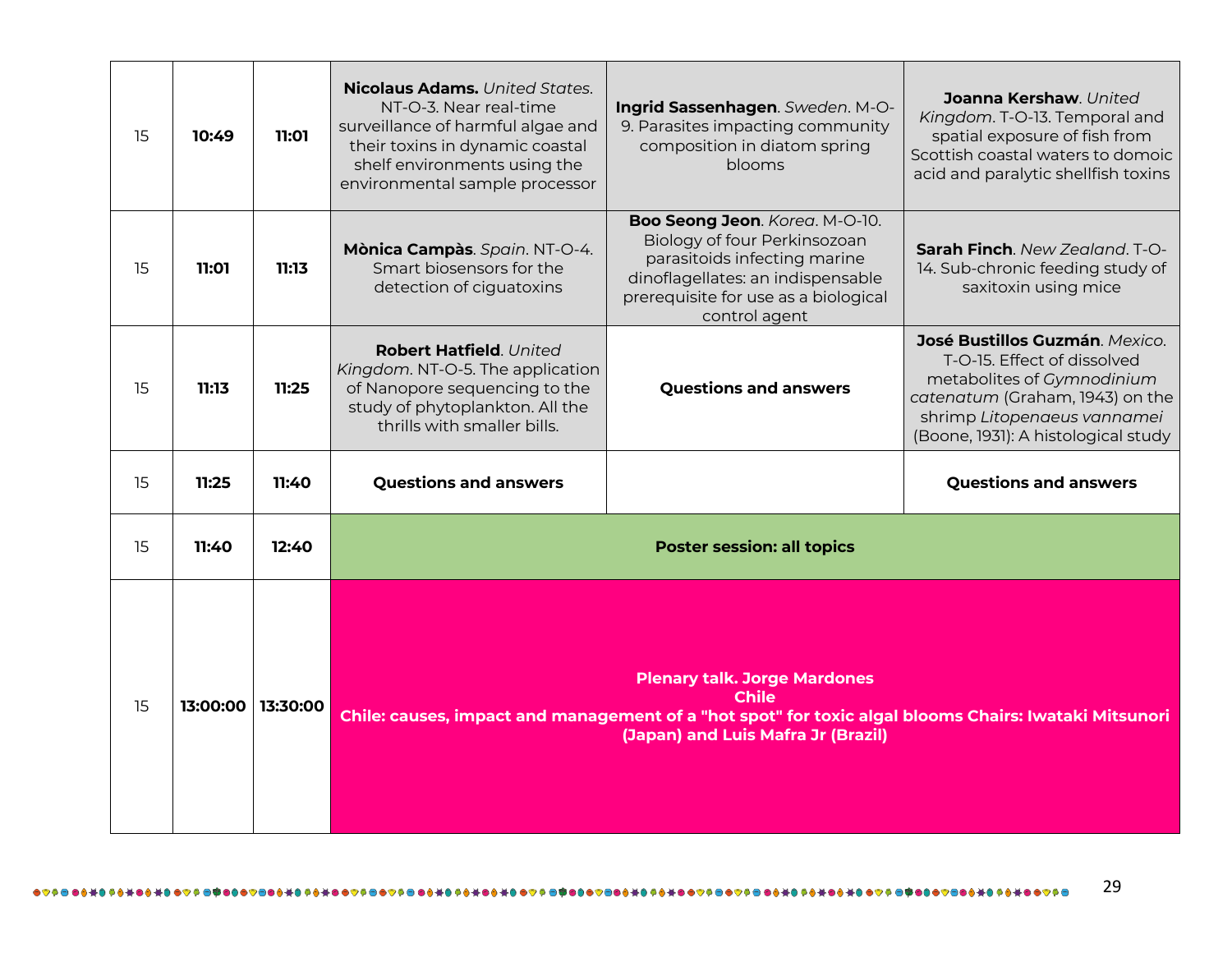| 15 | **10:49** | **11:01** | **Nicolaus Adams.** *United States*. NT-O-3. Near real-time surveillance of harmful algae and their toxins in dynamic coastal shelf environments using the environmental sample processor | **Ingrid Sassenhagen**. *Sweden*. M-O-9. Parasites impacting community composition in diatom spring blooms | **Joanna Kershaw**. *United Kingdom*. T-O-13. Temporal and spatial exposure of fish from Scottish coastal waters to domoic acid and paralytic shellfish toxins |
|---|---|---|---|---|---|
| 15 | **11:01** | **11:13** | **Mònica Campàs**. *Spain*. NT-O-4. Smart biosensors for the detection of ciguatoxins | **Boo Seong Jeon**. *Korea*. M-O-10. Biology of four Perkinsozoan parasitoids infecting marine dinoflagellates: an indispensable prerequisite for use as a biological control agent | **Sarah Finch**. *New Zealand*. T-O-14. Sub-chronic feeding study of saxitoxin using mice |
| 15 | **11:13** | **11:25** | **Robert Hatfield**. *United Kingdom*. NT-O-5. The application of Nanopore sequencing to the study of phytoplankton. All the thrills with smaller bills. | **Questions and answers** | **José Bustillos Guzmán**. *Mexico*. T-O-15. Effect of dissolved metabolites of *Gymnodinium catenatum* (Graham, 1943) on the shrimp *Litopenaeus vannamei* (Boone, 1931): A histological study |
| 15 | **11:25** | **11:40** | **Questions and answers** | | **Questions and answers** |
| 15 | **11:40** | **12:40** | **Poster session: all topics** | | |
| 15 | **13:00:00** | **13:30:00** | **Plenary talk. Jorge Mardones Chile Chile: causes, impact and management of a "hot spot" for toxic algal blooms Chairs: Iwataki Mitsunori (Japan) and Luis Mafra Jr (Brazil)** | | |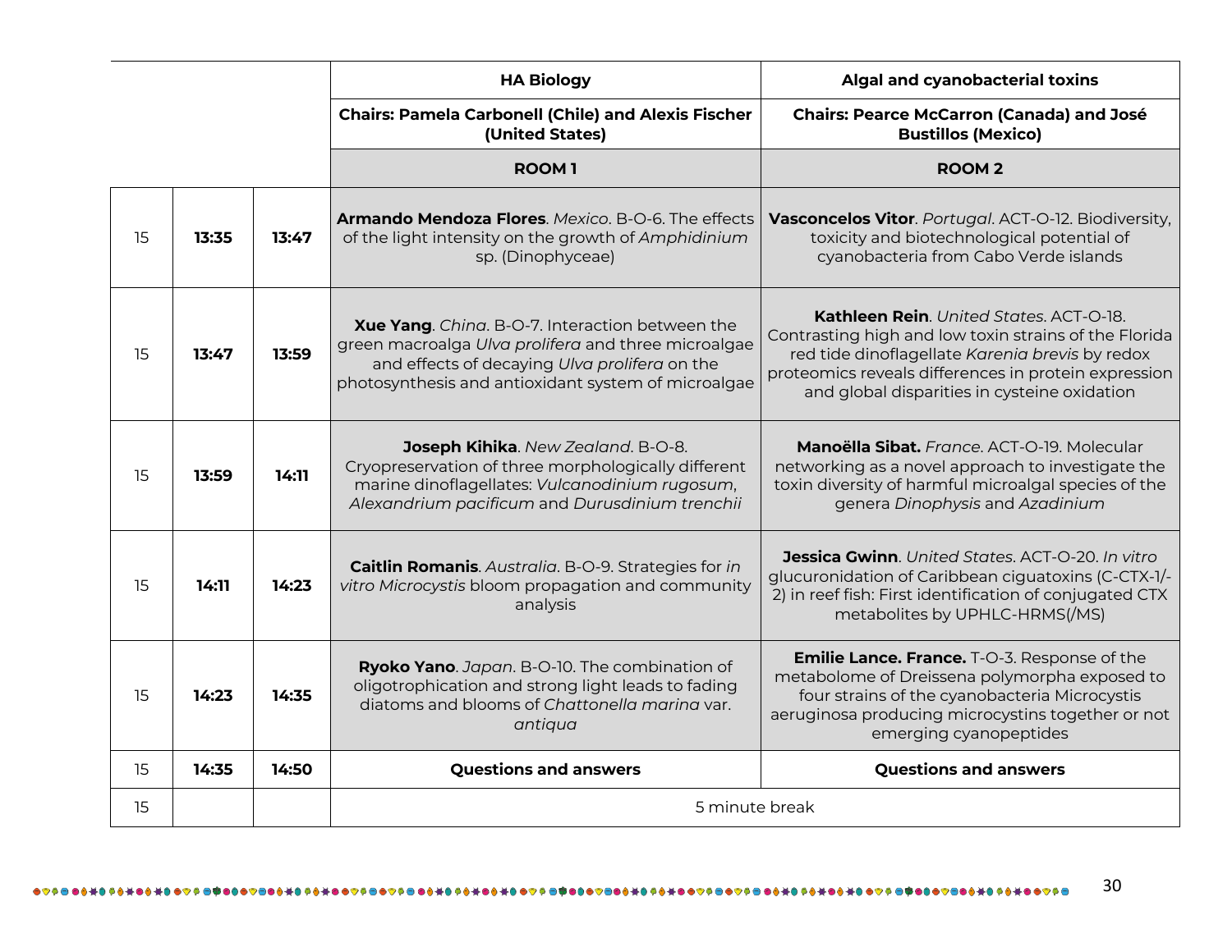| | | | HA Biology | Algal and cyanobacterial toxins |
|---|---|---|---|---|
| | | | **Chairs: Pamela Carbonell (Chile) and Alexis Fischer (United States)** | **Chairs: Pearce McCarron (Canada) and José Bustillos (Mexico)** |
| | | | **ROOM 1** | **ROOM 2** |
| 15 | **13:35** | **13:47** | **Armando Mendoza Flores**. *Mexico*. B-O-6. The effects of the light intensity on the growth of *Amphidinium* sp. (Dinophyceae) | **Vasconcelos Vitor**. *Portugal*. ACT-O-12. Biodiversity, toxicity and biotechnological potential of cyanobacteria from Cabo Verde islands |
| 15 | **13:47** | **13:59** | **Xue Yang**. *China*. B-O-7. Interaction between the green macroalga *Ulva prolifera* and three microalgae and effects of decaying *Ulva prolifera* on the photosynthesis and antioxidant system of microalgae | **Kathleen Rein**. *United States*. ACT-O-18. Contrasting high and low toxin strains of the Florida red tide dinoflagellate *Karenia brevis* by redox proteomics reveals differences in protein expression and global disparities in cysteine oxidation |
| 15 | **13:59** | **14:11** | **Joseph Kihika**. *New Zealand*. B-O-8. Cryopreservation of three morphologically different marine dinoflagellates: *Vulcanodinium rugosum*, *Alexandrium pacificum* and *Durusdinium trenchii* | **Manoëlla Sibat.** *France*. ACT-O-19. Molecular networking as a novel approach to investigate the toxin diversity of harmful microalgal species of the genera *Dinophysis* and *Azadinium* |
| 15 | **14:11** | **14:23** | **Caitlin Romanis**. *Australia*. B-O-9. Strategies for *in vitro Microcystis* bloom propagation and community analysis | **Jessica Gwinn**. *United States*. ACT-O-20. *In vitro* glucuronidation of Caribbean ciguatoxins (C-CTX-1/-2) in reef fish: First identification of conjugated CTX metabolites by UPHLC-HRMS(/MS) |
| 15 | **14:23** | **14:35** | **Ryoko Yano**. *Japan*. B-O-10. The combination of oligotrophication and strong light leads to fading diatoms and blooms of *Chattonella marina* var. *antiqua* | **Emilie Lance. France.** T-O-3. Response of the metabolome of Dreissena polymorpha exposed to four strains of the cyanobacteria Microcystis aeruginosa producing microcystins together or not emerging cyanopeptides |
| 15 | **14:35** | **14:50** | **Questions and answers** | **Questions and answers** |
| 15 | | | 5 minute break | |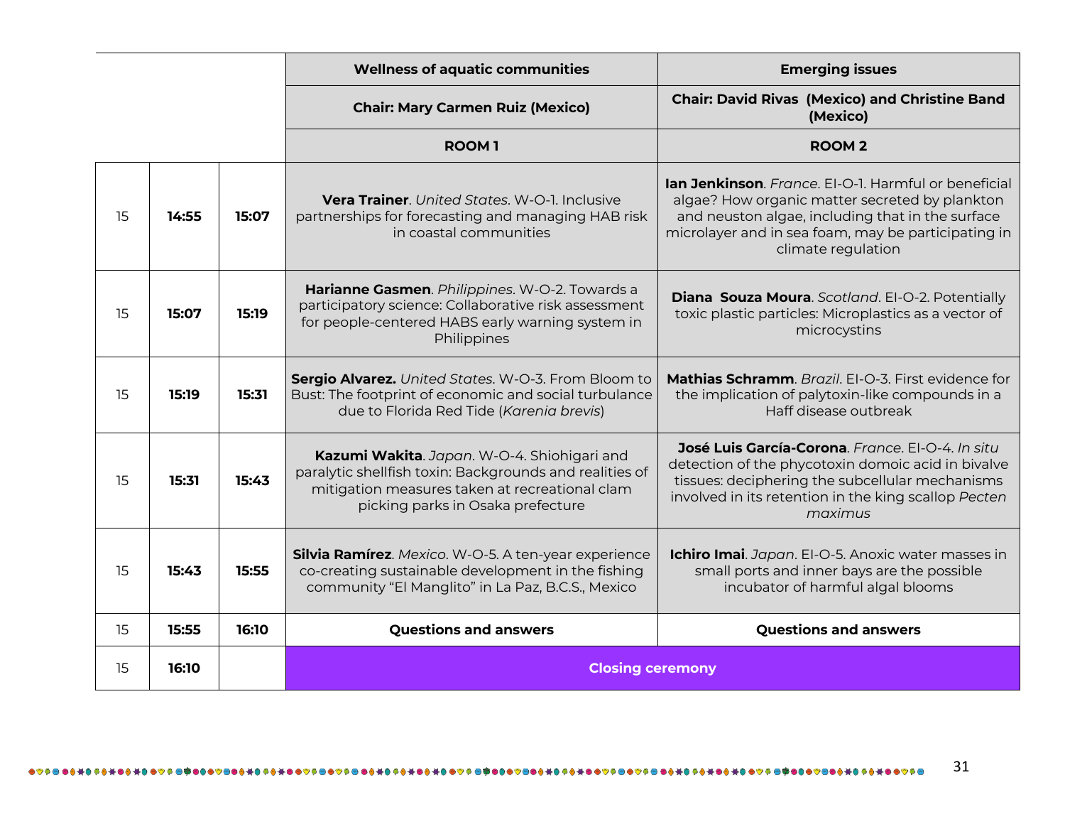| | | | Wellness of aquatic communities | Emerging issues |
|---|---|---|---|---|
| | | | **Chair: Mary Carmen Ruiz (Mexico)** | **Chair: David Rivas (Mexico) and Christine Band (Mexico)** |
| | | | **ROOM 1** | **ROOM 2** |
| 15 | **14:55** | **15:07** | **Vera Trainer**. *United States*. W-O-1. Inclusive partnerships for forecasting and managing HAB risk in coastal communities | **Ian Jenkinson**. *France*. EI-O-1. Harmful or beneficial algae? How organic matter secreted by plankton and neuston algae, including that in the surface microlayer and in sea foam, may be participating in climate regulation |
| 15 | **15:07** | **15:19** | **Harianne Gasmen**. *Philippines*. W-O-2. Towards a participatory science: Collaborative risk assessment for people-centered HABS early warning system in Philippines | **Diana Souza Moura**. *Scotland*. EI-O-2. Potentially toxic plastic particles: Microplastics as a vector of microcystins |
| 15 | **15:19** | **15:31** | **Sergio Alvarez.** *United States*. W-O-3. From Bloom to Bust: The footprint of economic and social turbulance due to Florida Red Tide (*Karenia brevis*) | **Mathias Schramm**. *Brazil*. EI-O-3. First evidence for the implication of palytoxin-like compounds in a Haff disease outbreak |
| 15 | **15:31** | **15:43** | **Kazumi Wakita**. *Japan*. W-O-4. Shiohigari and paralytic shellfish toxin: Backgrounds and realities of mitigation measures taken at recreational clam picking parks in Osaka prefecture | **José Luis García-Corona**. *France*. EI-O-4. *In situ* detection of the phycotoxin domoic acid in bivalve tissues: deciphering the subcellular mechanisms involved in its retention in the king scallop *Pecten maximus* |
| 15 | **15:43** | **15:55** | **Silvia Ramírez**. *Mexico*. W-O-5. A ten-year experience co-creating sustainable development in the fishing community "El Manglito" in La Paz, B.C.S., Mexico | **Ichiro Imai**. *Japan*. EI-O-5. Anoxic water masses in small ports and inner bays are the possible incubator of harmful algal blooms |
| 15 | **15:55** | **16:10** | **Questions and answers** | **Questions and answers** |
| 15 | **16:10** | | **Closing ceremony** | |